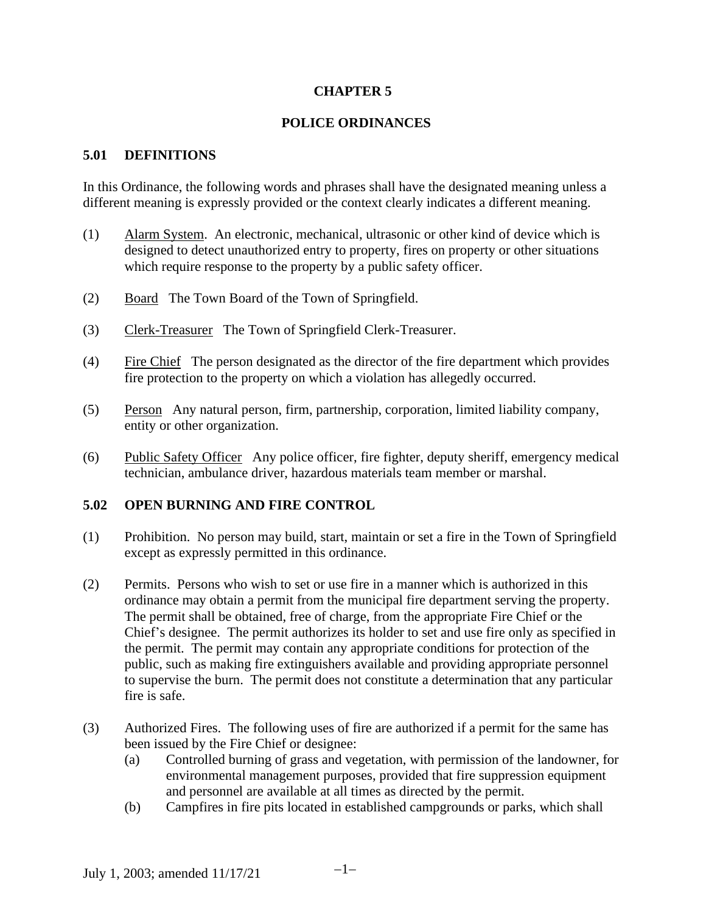# CHAPTER 5

# POLICE ORDINANCES

## 5.01 DEFINITIONS

In this Ordinance, the following words and phrases shall have the designated meaning unless a different meaning is expressly provided or the context clearly indicates a different meaning.

(1) Alarm System. An electronic, mechanical, ultrasonic or other kind of device which is designed to detect unauthorized entry to property, fires on property or other situations which require response to the property by a public safety officer.

(2) Board The Town Board of the Town of Springfield.

(3) Clerk-Treasurer The Town of Springfield Clerk-Treasurer.

(4) Fire Chief The person designated as the director of the fire department which provides fire protection to the property on which a violation has allegedly occurred.

(5) Person Any natural person, firm, partnership, corporation, limited liability company, entity or other organization.

(6) Public Safety Officer Any police officer, fire fighter, deputy sheriff, emergency medical technician, ambulance driver, hazardous materials team member or marshal.

## 5.02 OPEN BURNING AND FIRE CONTROL

(1) Prohibition. No person may build, start, maintain or set a fire in the Town of Springfield except as expressly permitted in this ordinance.

(2) Permits. Persons who wish to set or use fire in a manner which is authorized in this ordinance may obtain a permit from the municipal fire department serving the property. The permit shall be obtained, free of charge, from the appropriate Fire Chief or the Chief's designee. The permit authorizes its holder to set and use fire only as specified in the permit. The permit may contain any appropriate conditions for protection of the public, such as making fire extinguishers available and providing appropriate personnel to supervise the burn. The permit does not constitute a determination that any particular fire is safe.

(3) Authorized Fires. The following uses of fire are authorized if a permit for the same has been issued by the Fire Chief or designee:

- (a) Controlled burning of grass and vegetation, with permission of the landowner, for environmental management purposes, provided that fire suppression equipment and personnel are available at all times as directed by the permit.
- (b) Campfires in fire pits located in established campgrounds or parks, which shall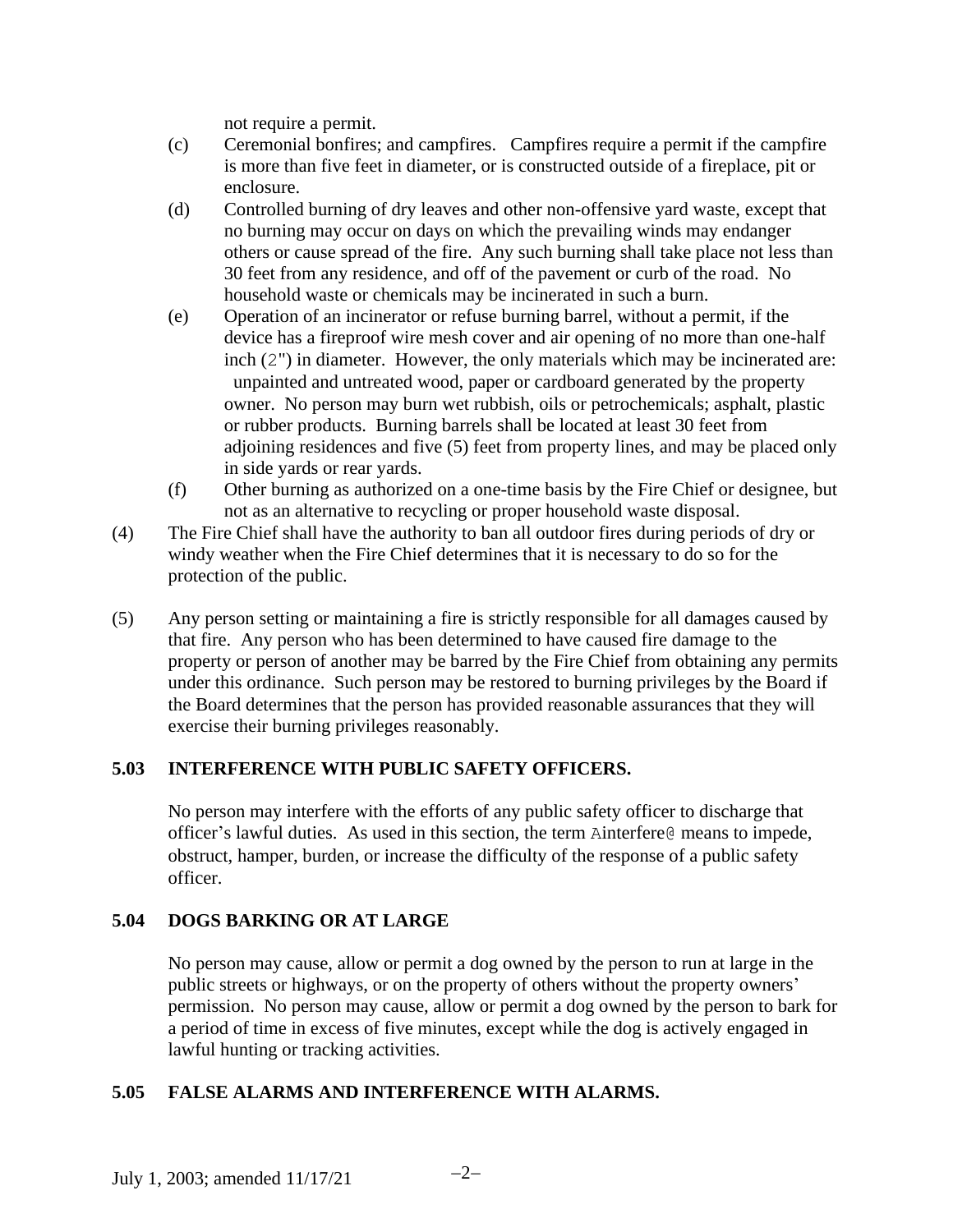not require a permit.

(c) Ceremonial bonfires; and campfires. Campfires require a permit if the campfire is more than five feet in diameter, or is constructed outside of a fireplace, pit or enclosure.

(d) Controlled burning of dry leaves and other non-offensive yard waste, except that no burning may occur on days on which the prevailing winds may endanger others or cause spread of the fire. Any such burning shall take place not less than 30 feet from any residence, and off of the pavement or curb of the road. No household waste or chemicals may be incinerated in such a burn.

(e) Operation of an incinerator or refuse burning barrel, without a permit, if the device has a fireproof wire mesh cover and air opening of no more than one-half inch (2") in diameter. However, the only materials which may be incinerated are: unpainted and untreated wood, paper or cardboard generated by the property owner. No person may burn wet rubbish, oils or petrochemicals; asphalt, plastic or rubber products. Burning barrels shall be located at least 30 feet from adjoining residences and five (5) feet from property lines, and may be placed only in side yards or rear yards.

(f) Other burning as authorized on a one-time basis by the Fire Chief or designee, but not as an alternative to recycling or proper household waste disposal.

(4) The Fire Chief shall have the authority to ban all outdoor fires during periods of dry or windy weather when the Fire Chief determines that it is necessary to do so for the protection of the public.

(5) Any person setting or maintaining a fire is strictly responsible for all damages caused by that fire. Any person who has been determined to have caused fire damage to the property or person of another may be barred by the Fire Chief from obtaining any permits under this ordinance. Such person may be restored to burning privileges by the Board if the Board determines that the person has provided reasonable assurances that they will exercise their burning privileges reasonably.

## 5.03 INTERFERENCE WITH PUBLIC SAFETY OFFICERS.

No person may interfere with the efforts of any public safety officer to discharge that officer's lawful duties. As used in this section, the term Ainterfere@ means to impede, obstruct, hamper, burden, or increase the difficulty of the response of a public safety officer.

## 5.04 DOGS BARKING OR AT LARGE

No person may cause, allow or permit a dog owned by the person to run at large in the public streets or highways, or on the property of others without the property owners' permission. No person may cause, allow or permit a dog owned by the person to bark for a period of time in excess of five minutes, except while the dog is actively engaged in lawful hunting or tracking activities.

## 5.05 FALSE ALARMS AND INTERFERENCE WITH ALARMS.

July 1, 2003; amended 11/17/21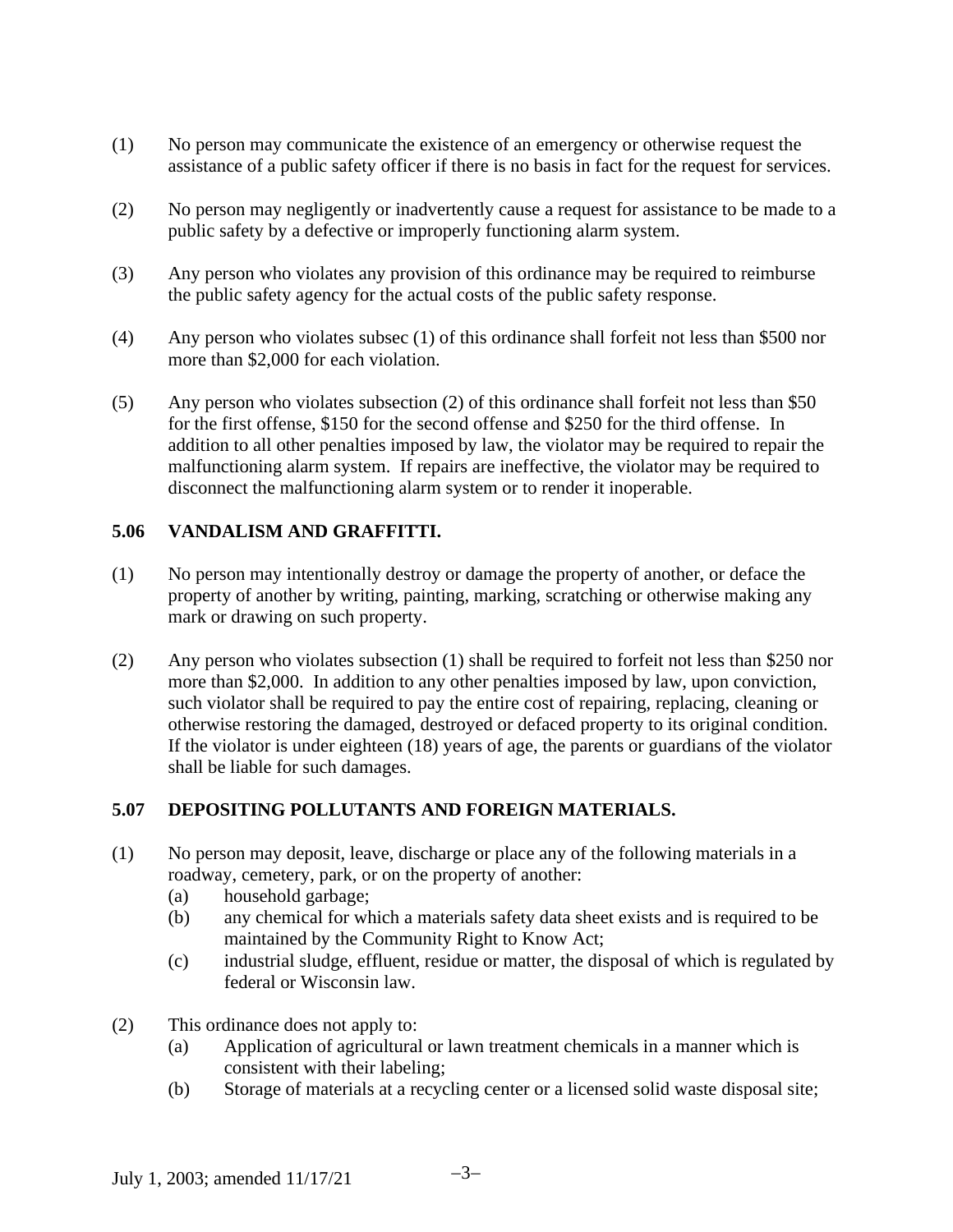(1) No person may communicate the existence of an emergency or otherwise request the assistance of a public safety officer if there is no basis in fact for the request for services.

(2) No person may negligently or inadvertently cause a request for assistance to be made to a public safety by a defective or improperly functioning alarm system.

(3) Any person who violates any provision of this ordinance may be required to reimburse the public safety agency for the actual costs of the public safety response.

(4) Any person who violates subsec (1) of this ordinance shall forfeit not less than $500 nor more than $2,000 for each violation.

(5) Any person who violates subsection (2) of this ordinance shall forfeit not less than $50 for the first offense, $150 for the second offense and $250 for the third offense. In addition to all other penalties imposed by law, the violator may be required to repair the malfunctioning alarm system. If repairs are ineffective, the violator may be required to disconnect the malfunctioning alarm system or to render it inoperable.

## 5.06 VANDALISM AND GRAFFITTI.

(1) No person may intentionally destroy or damage the property of another, or deface the property of another by writing, painting, marking, scratching or otherwise making any mark or drawing on such property.

(2) Any person who violates subsection (1) shall be required to forfeit not less than $250 nor more than $2,000. In addition to any other penalties imposed by law, upon conviction, such violator shall be required to pay the entire cost of repairing, replacing, cleaning or otherwise restoring the damaged, destroyed or defaced property to its original condition. If the violator is under eighteen (18) years of age, the parents or guardians of the violator shall be liable for such damages.

## 5.07 DEPOSITING POLLUTANTS AND FOREIGN MATERIALS.

(1) No person may deposit, leave, discharge or place any of the following materials in a roadway, cemetery, park, or on the property of another:
   - (a) household garbage;
   - (b) any chemical for which a materials safety data sheet exists and is required to be maintained by the Community Right to Know Act;
   - (c) industrial sludge, effluent, residue or matter, the disposal of which is regulated by federal or Wisconsin law.

(2) This ordinance does not apply to:
   - (a) Application of agricultural or lawn treatment chemicals in a manner which is consistent with their labeling;
   - (b) Storage of materials at a recycling center or a licensed solid waste disposal site;

July 1, 2003; amended 11/17/21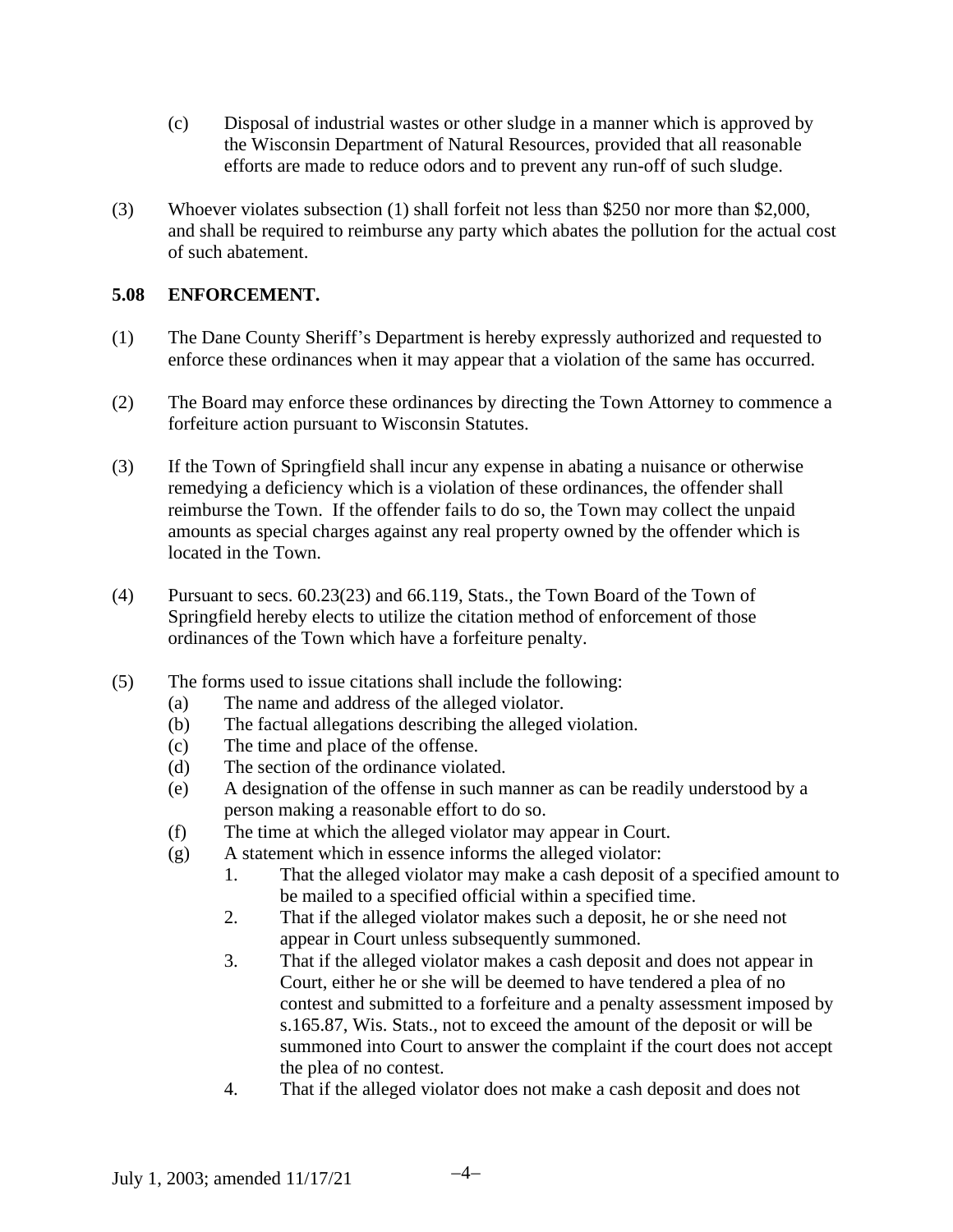(c) Disposal of industrial wastes or other sludge in a manner which is approved by the Wisconsin Department of Natural Resources, provided that all reasonable efforts are made to reduce odors and to prevent any run-off of such sludge.

(3) Whoever violates subsection (1) shall forfeit not less than $250 nor more than $2,000, and shall be required to reimburse any party which abates the pollution for the actual cost of such abatement.

**5.08 ENFORCEMENT.**

(1) The Dane County Sheriff's Department is hereby expressly authorized and requested to enforce these ordinances when it may appear that a violation of the same has occurred.

(2) The Board may enforce these ordinances by directing the Town Attorney to commence a forfeiture action pursuant to Wisconsin Statutes.

(3) If the Town of Springfield shall incur any expense in abating a nuisance or otherwise remedying a deficiency which is a violation of these ordinances, the offender shall reimburse the Town. If the offender fails to do so, the Town may collect the unpaid amounts as special charges against any real property owned by the offender which is located in the Town.

(4) Pursuant to secs. 60.23(23) and 66.119, Stats., the Town Board of the Town of Springfield hereby elects to utilize the citation method of enforcement of those ordinances of the Town which have a forfeiture penalty.

(5) The forms used to issue citations shall include the following:
- (a) The name and address of the alleged violator.
- (b) The factual allegations describing the alleged violation.
- (c) The time and place of the offense.
- (d) The section of the ordinance violated.
- (e) A designation of the offense in such manner as can be readily understood by a person making a reasonable effort to do so.
- (f) The time at which the alleged violator may appear in Court.
- (g) A statement which in essence informs the alleged violator:
  1. That the alleged violator may make a cash deposit of a specified amount to be mailed to a specified official within a specified time.
  2. That if the alleged violator makes such a deposit, he or she need not appear in Court unless subsequently summoned.
  3. That if the alleged violator makes a cash deposit and does not appear in Court, either he or she will be deemed to have tendered a plea of no contest and submitted to a forfeiture and a penalty assessment imposed by s.165.87, Wis. Stats., not to exceed the amount of the deposit or will be summoned into Court to answer the complaint if the court does not accept the plea of no contest.
  4. That if the alleged violator does not make a cash deposit and does not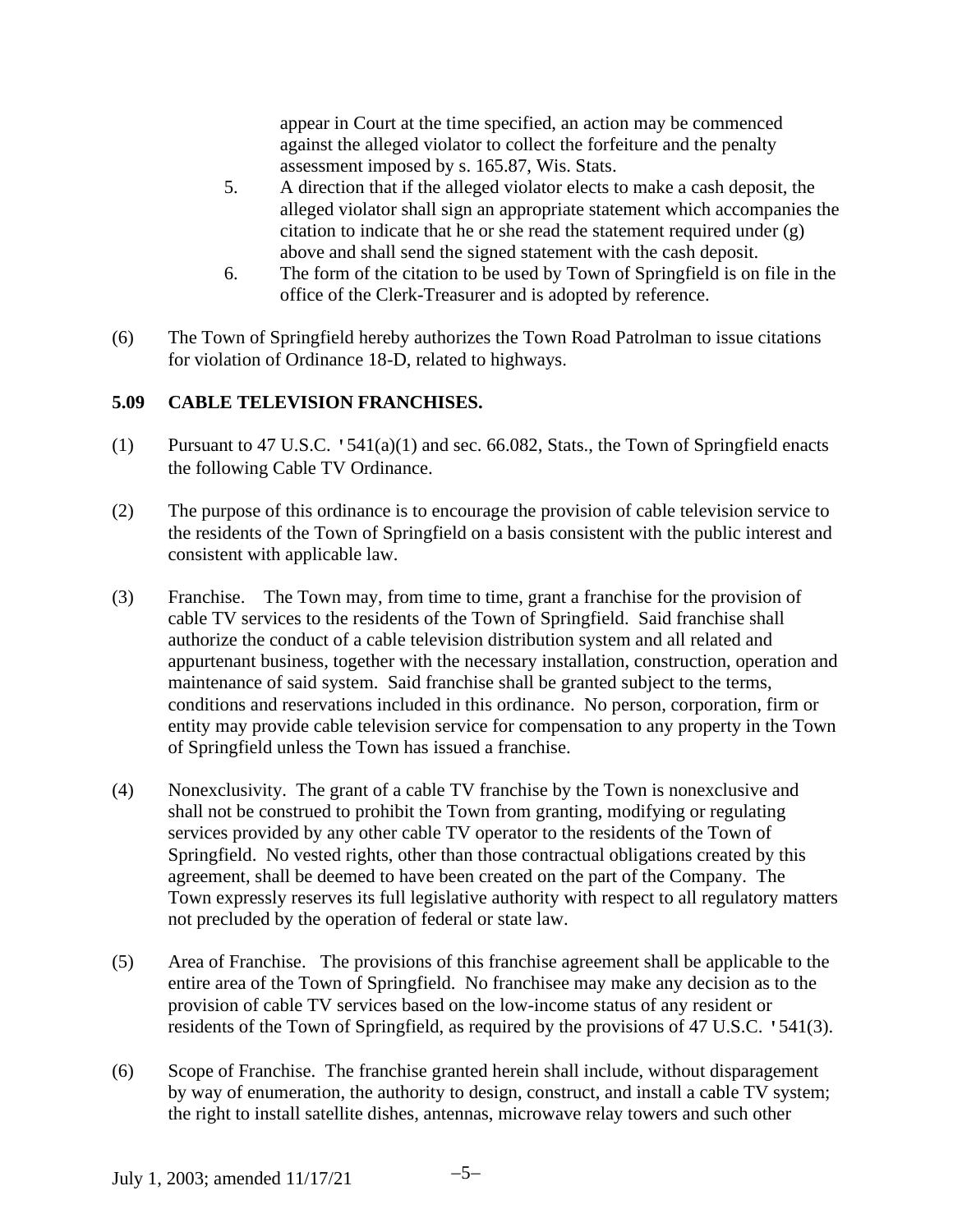appear in Court at the time specified, an action may be commenced against the alleged violator to collect the forfeiture and the penalty assessment imposed by s. 165.87, Wis. Stats.

5. A direction that if the alleged violator elects to make a cash deposit, the alleged violator shall sign an appropriate statement which accompanies the citation to indicate that he or she read the statement required under (g) above and shall send the signed statement with the cash deposit.
6. The form of the citation to be used by Town of Springfield is on file in the office of the Clerk-Treasurer and is adopted by reference.

(6) The Town of Springfield hereby authorizes the Town Road Patrolman to issue citations for violation of Ordinance 18-D, related to highways.

## 5.09 CABLE TELEVISION FRANCHISES.

(1) Pursuant to 47 U.S.C. '541(a)(1) and sec. 66.082, Stats., the Town of Springfield enacts the following Cable TV Ordinance.

(2) The purpose of this ordinance is to encourage the provision of cable television service to the residents of the Town of Springfield on a basis consistent with the public interest and consistent with applicable law.

(3) Franchise. The Town may, from time to time, grant a franchise for the provision of cable TV services to the residents of the Town of Springfield. Said franchise shall authorize the conduct of a cable television distribution system and all related and appurtenant business, together with the necessary installation, construction, operation and maintenance of said system. Said franchise shall be granted subject to the terms, conditions and reservations included in this ordinance. No person, corporation, firm or entity may provide cable television service for compensation to any property in the Town of Springfield unless the Town has issued a franchise.

(4) Nonexclusivity. The grant of a cable TV franchise by the Town is nonexclusive and shall not be construed to prohibit the Town from granting, modifying or regulating services provided by any other cable TV operator to the residents of the Town of Springfield. No vested rights, other than those contractual obligations created by this agreement, shall be deemed to have been created on the part of the Company. The Town expressly reserves its full legislative authority with respect to all regulatory matters not precluded by the operation of federal or state law.

(5) Area of Franchise. The provisions of this franchise agreement shall be applicable to the entire area of the Town of Springfield. No franchisee may make any decision as to the provision of cable TV services based on the low-income status of any resident or residents of the Town of Springfield, as required by the provisions of 47 U.S.C. '541(3).

(6) Scope of Franchise. The franchise granted herein shall include, without disparagement by way of enumeration, the authority to design, construct, and install a cable TV system; the right to install satellite dishes, antennas, microwave relay towers and such other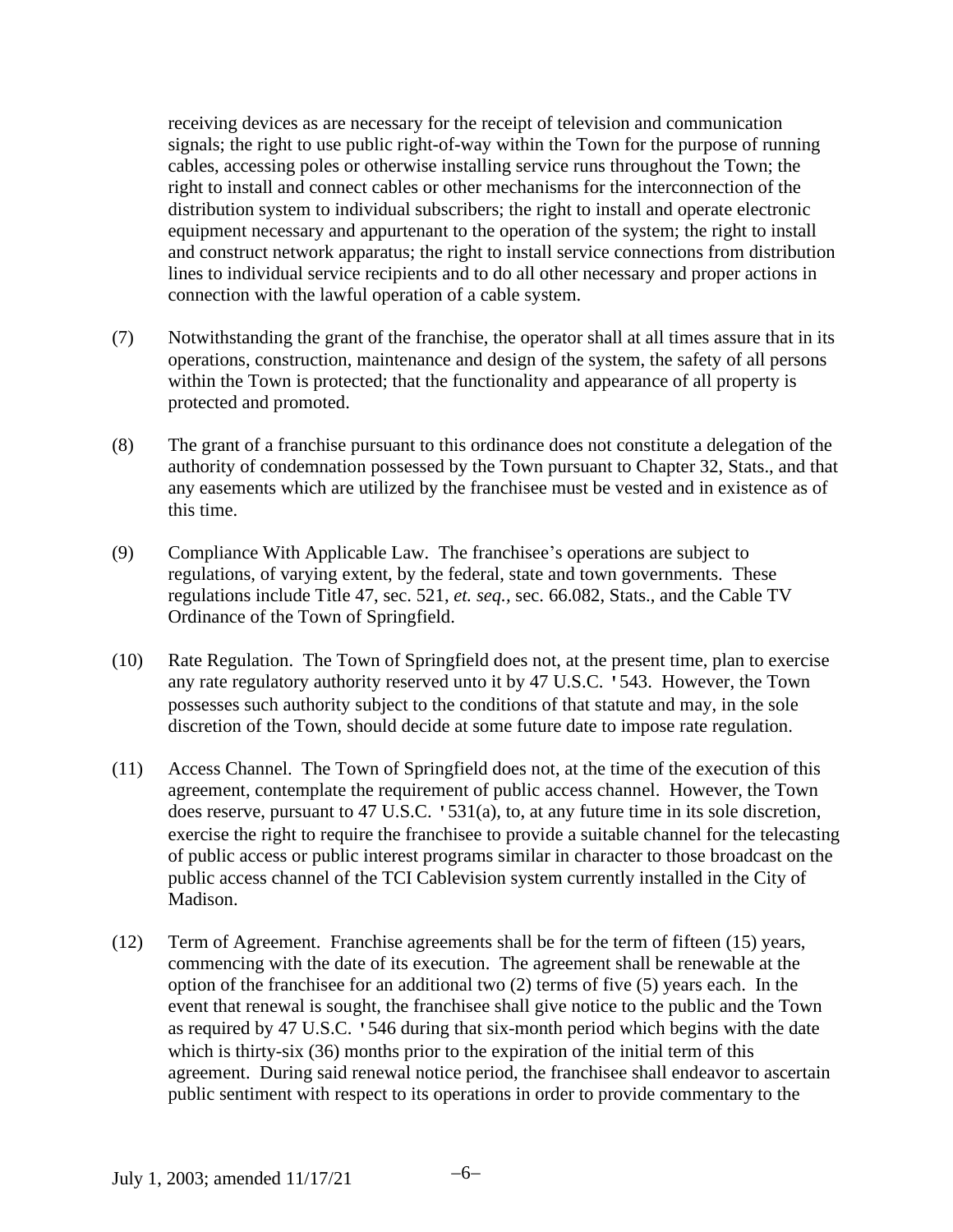receiving devices as are necessary for the receipt of television and communication signals; the right to use public right-of-way within the Town for the purpose of running cables, accessing poles or otherwise installing service runs throughout the Town; the right to install and connect cables or other mechanisms for the interconnection of the distribution system to individual subscribers; the right to install and operate electronic equipment necessary and appurtenant to the operation of the system; the right to install and construct network apparatus; the right to install service connections from distribution lines to individual service recipients and to do all other necessary and proper actions in connection with the lawful operation of a cable system.

(7) Notwithstanding the grant of the franchise, the operator shall at all times assure that in its operations, construction, maintenance and design of the system, the safety of all persons within the Town is protected; that the functionality and appearance of all property is protected and promoted.

(8) The grant of a franchise pursuant to this ordinance does not constitute a delegation of the authority of condemnation possessed by the Town pursuant to Chapter 32, Stats., and that any easements which are utilized by the franchisee must be vested and in existence as of this time.

(9) Compliance With Applicable Law. The franchisee's operations are subject to regulations, of varying extent, by the federal, state and town governments. These regulations include Title 47, sec. 521, *et. seq.*, sec. 66.082, Stats., and the Cable TV Ordinance of the Town of Springfield.

(10) Rate Regulation. The Town of Springfield does not, at the present time, plan to exercise any rate regulatory authority reserved unto it by 47 U.S.C. '543. However, the Town possesses such authority subject to the conditions of that statute and may, in the sole discretion of the Town, should decide at some future date to impose rate regulation.

(11) Access Channel. The Town of Springfield does not, at the time of the execution of this agreement, contemplate the requirement of public access channel. However, the Town does reserve, pursuant to 47 U.S.C. '531(a), to, at any future time in its sole discretion, exercise the right to require the franchisee to provide a suitable channel for the telecasting of public access or public interest programs similar in character to those broadcast on the public access channel of the TCI Cablevision system currently installed in the City of Madison.

(12) Term of Agreement. Franchise agreements shall be for the term of fifteen (15) years, commencing with the date of its execution. The agreement shall be renewable at the option of the franchisee for an additional two (2) terms of five (5) years each. In the event that renewal is sought, the franchisee shall give notice to the public and the Town as required by 47 U.S.C. '546 during that six-month period which begins with the date which is thirty-six (36) months prior to the expiration of the initial term of this agreement. During said renewal notice period, the franchisee shall endeavor to ascertain public sentiment with respect to its operations in order to provide commentary to the

July 1, 2003; amended 11/17/21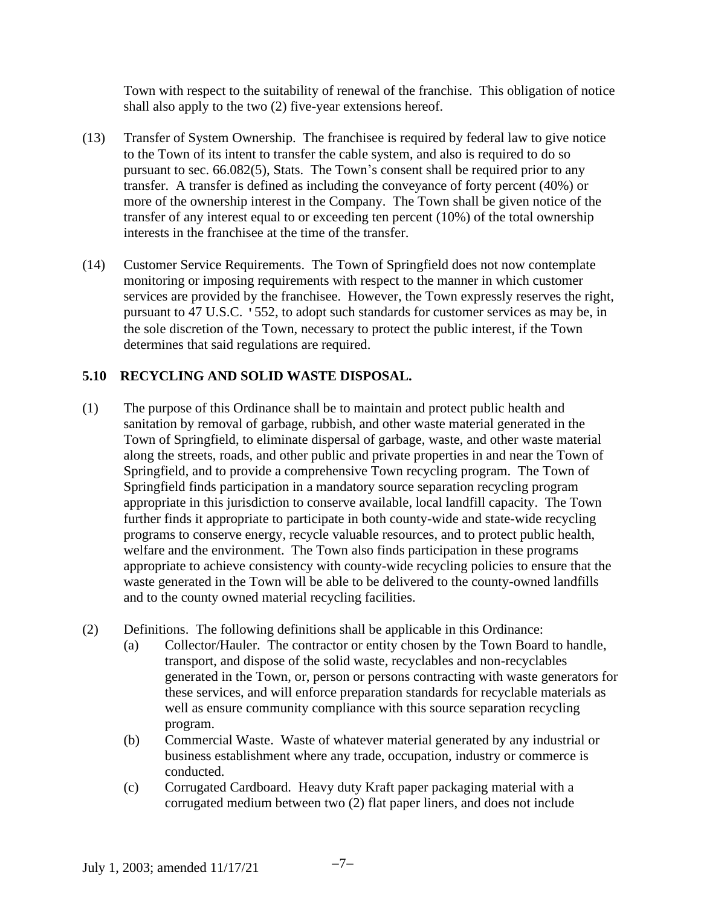Town with respect to the suitability of renewal of the franchise. This obligation of notice shall also apply to the two (2) five-year extensions hereof.

(13) Transfer of System Ownership. The franchisee is required by federal law to give notice to the Town of its intent to transfer the cable system, and also is required to do so pursuant to sec. 66.082(5), Stats. The Town's consent shall be required prior to any transfer. A transfer is defined as including the conveyance of forty percent (40%) or more of the ownership interest in the Company. The Town shall be given notice of the transfer of any interest equal to or exceeding ten percent (10%) of the total ownership interests in the franchisee at the time of the transfer.

(14) Customer Service Requirements. The Town of Springfield does not now contemplate monitoring or imposing requirements with respect to the manner in which customer services are provided by the franchisee. However, the Town expressly reserves the right, pursuant to 47 U.S.C. '552, to adopt such standards for customer services as may be, in the sole discretion of the Town, necessary to protect the public interest, if the Town determines that said regulations are required.

**5.10 RECYCLING AND SOLID WASTE DISPOSAL.**

(1) The purpose of this Ordinance shall be to maintain and protect public health and sanitation by removal of garbage, rubbish, and other waste material generated in the Town of Springfield, to eliminate dispersal of garbage, waste, and other waste material along the streets, roads, and other public and private properties in and near the Town of Springfield, and to provide a comprehensive Town recycling program. The Town of Springfield finds participation in a mandatory source separation recycling program appropriate in this jurisdiction to conserve available, local landfill capacity. The Town further finds it appropriate to participate in both county-wide and state-wide recycling programs to conserve energy, recycle valuable resources, and to protect public health, welfare and the environment. The Town also finds participation in these programs appropriate to achieve consistency with county-wide recycling policies to ensure that the waste generated in the Town will be able to be delivered to the county-owned landfills and to the county owned material recycling facilities.

(2) Definitions. The following definitions shall be applicable in this Ordinance:

(a) Collector/Hauler. The contractor or entity chosen by the Town Board to handle, transport, and dispose of the solid waste, recyclables and non-recyclables generated in the Town, or, person or persons contracting with waste generators for these services, and will enforce preparation standards for recyclable materials as well as ensure community compliance with this source separation recycling program.

(b) Commercial Waste. Waste of whatever material generated by any industrial or business establishment where any trade, occupation, industry or commerce is conducted.

(c) Corrugated Cardboard. Heavy duty Kraft paper packaging material with a corrugated medium between two (2) flat paper liners, and does not include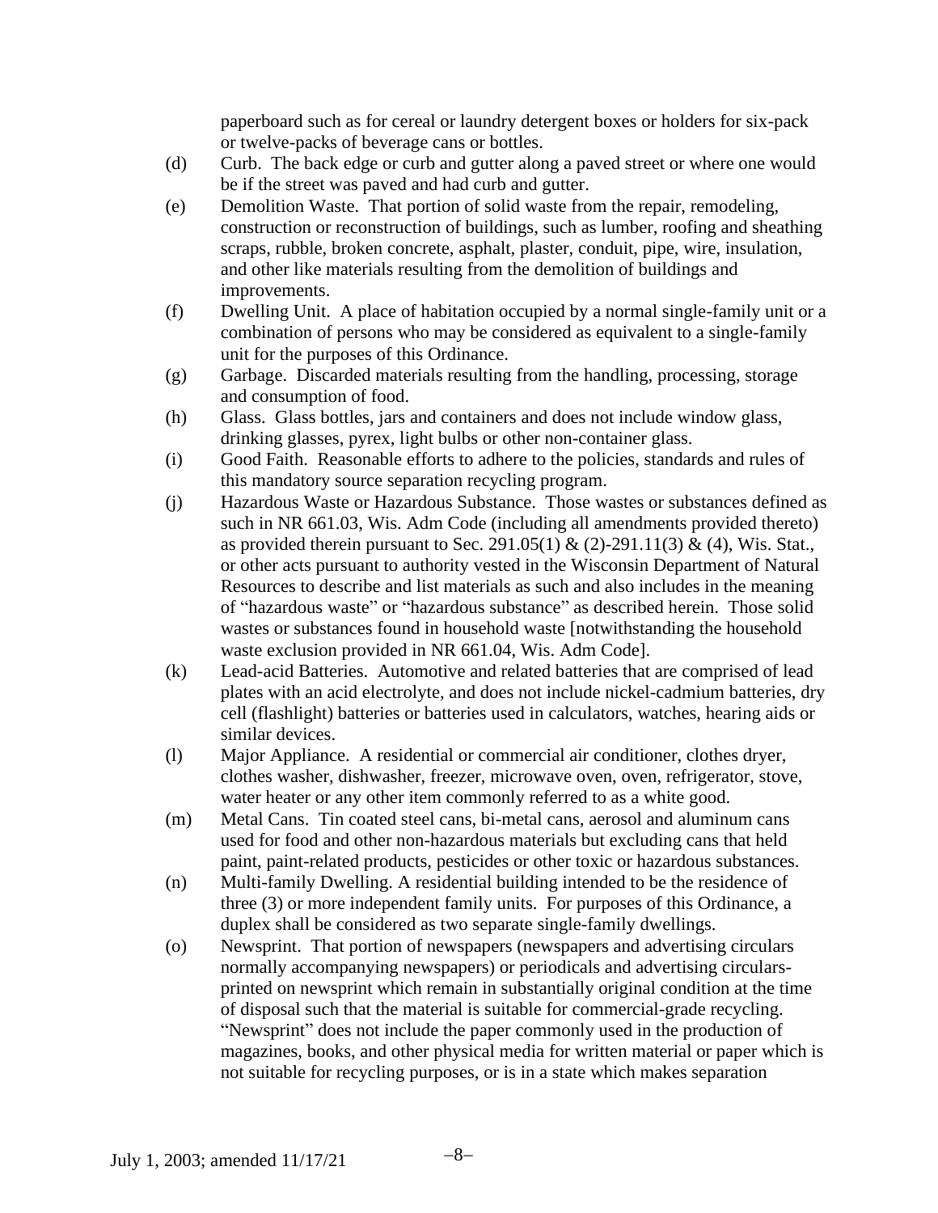paperboard such as for cereal or laundry detergent boxes or holders for six-pack or twelve-packs of beverage cans or bottles.

(d) Curb. The back edge or curb and gutter along a paved street or where one would be if the street was paved and had curb and gutter.

(e) Demolition Waste. That portion of solid waste from the repair, remodeling, construction or reconstruction of buildings, such as lumber, roofing and sheathing scraps, rubble, broken concrete, asphalt, plaster, conduit, pipe, wire, insulation, and other like materials resulting from the demolition of buildings and improvements.

(f) Dwelling Unit. A place of habitation occupied by a normal single-family unit or a combination of persons who may be considered as equivalent to a single-family unit for the purposes of this Ordinance.

(g) Garbage. Discarded materials resulting from the handling, processing, storage and consumption of food.

(h) Glass. Glass bottles, jars and containers and does not include window glass, drinking glasses, pyrex, light bulbs or other non-container glass.

(i) Good Faith. Reasonable efforts to adhere to the policies, standards and rules of this mandatory source separation recycling program.

(j) Hazardous Waste or Hazardous Substance. Those wastes or substances defined as such in NR 661.03, Wis. Adm Code (including all amendments provided thereto) as provided therein pursuant to Sec. 291.05(1) & (2)-291.11(3) & (4), Wis. Stat., or other acts pursuant to authority vested in the Wisconsin Department of Natural Resources to describe and list materials as such and also includes in the meaning of "hazardous waste" or "hazardous substance" as described herein. Those solid wastes or substances found in household waste [notwithstanding the household waste exclusion provided in NR 661.04, Wis. Adm Code].

(k) Lead-acid Batteries. Automotive and related batteries that are comprised of lead plates with an acid electrolyte, and does not include nickel-cadmium batteries, dry cell (flashlight) batteries or batteries used in calculators, watches, hearing aids or similar devices.

(l) Major Appliance. A residential or commercial air conditioner, clothes dryer, clothes washer, dishwasher, freezer, microwave oven, oven, refrigerator, stove, water heater or any other item commonly referred to as a white good.

(m) Metal Cans. Tin coated steel cans, bi-metal cans, aerosol and aluminum cans used for food and other non-hazardous materials but excluding cans that held paint, paint-related products, pesticides or other toxic or hazardous substances.

(n) Multi-family Dwelling. A residential building intended to be the residence of three (3) or more independent family units. For purposes of this Ordinance, a duplex shall be considered as two separate single-family dwellings.

(o) Newsprint. That portion of newspapers (newspapers and advertising circulars normally accompanying newspapers) or periodicals and advertising circulars-printed on newsprint which remain in substantially original condition at the time of disposal such that the material is suitable for commercial-grade recycling. "Newsprint" does not include the paper commonly used in the production of magazines, books, and other physical media for written material or paper which is not suitable for recycling purposes, or is in a state which makes separation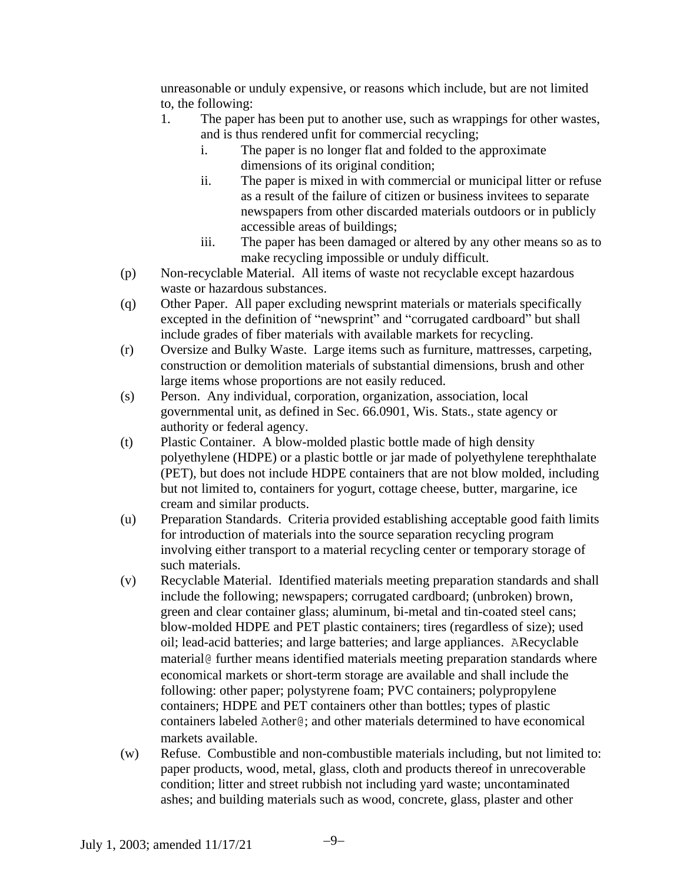unreasonable or unduly expensive, or reasons which include, but are not limited to, the following:

1. The paper has been put to another use, such as wrappings for other wastes, and is thus rendered unfit for commercial recycling;
   - i. The paper is no longer flat and folded to the approximate dimensions of its original condition;
   - ii. The paper is mixed in with commercial or municipal litter or refuse as a result of the failure of citizen or business invitees to separate newspapers from other discarded materials outdoors or in publicly accessible areas of buildings;
   - iii. The paper has been damaged or altered by any other means so as to make recycling impossible or unduly difficult.

(p) Non-recyclable Material. All items of waste not recyclable except hazardous waste or hazardous substances.

(q) Other Paper. All paper excluding newsprint materials or materials specifically excepted in the definition of "newsprint" and "corrugated cardboard" but shall include grades of fiber materials with available markets for recycling.

(r) Oversize and Bulky Waste. Large items such as furniture, mattresses, carpeting, construction or demolition materials of substantial dimensions, brush and other large items whose proportions are not easily reduced.

(s) Person. Any individual, corporation, organization, association, local governmental unit, as defined in Sec. 66.0901, Wis. Stats., state agency or authority or federal agency.

(t) Plastic Container. A blow-molded plastic bottle made of high density polyethylene (HDPE) or a plastic bottle or jar made of polyethylene terephthalate (PET), but does not include HDPE containers that are not blow molded, including but not limited to, containers for yogurt, cottage cheese, butter, margarine, ice cream and similar products.

(u) Preparation Standards. Criteria provided establishing acceptable good faith limits for introduction of materials into the source separation recycling program involving either transport to a material recycling center or temporary storage of such materials.

(v) Recyclable Material. Identified materials meeting preparation standards and shall include the following; newspapers; corrugated cardboard; (unbroken) brown, green and clear container glass; aluminum, bi-metal and tin-coated steel cans; blow-molded HDPE and PET plastic containers; tires (regardless of size); used oil; lead-acid batteries; and large batteries; and large appliances. ARecyclable material@ further means identified materials meeting preparation standards where economical markets or short-term storage are available and shall include the following: other paper; polystyrene foam; PVC containers; polypropylene containers; HDPE and PET containers other than bottles; types of plastic containers labeled Aother@; and other materials determined to have economical markets available.

(w) Refuse. Combustible and non-combustible materials including, but not limited to: paper products, wood, metal, glass, cloth and products thereof in unrecoverable condition; litter and street rubbish not including yard waste; uncontaminated ashes; and building materials such as wood, concrete, glass, plaster and other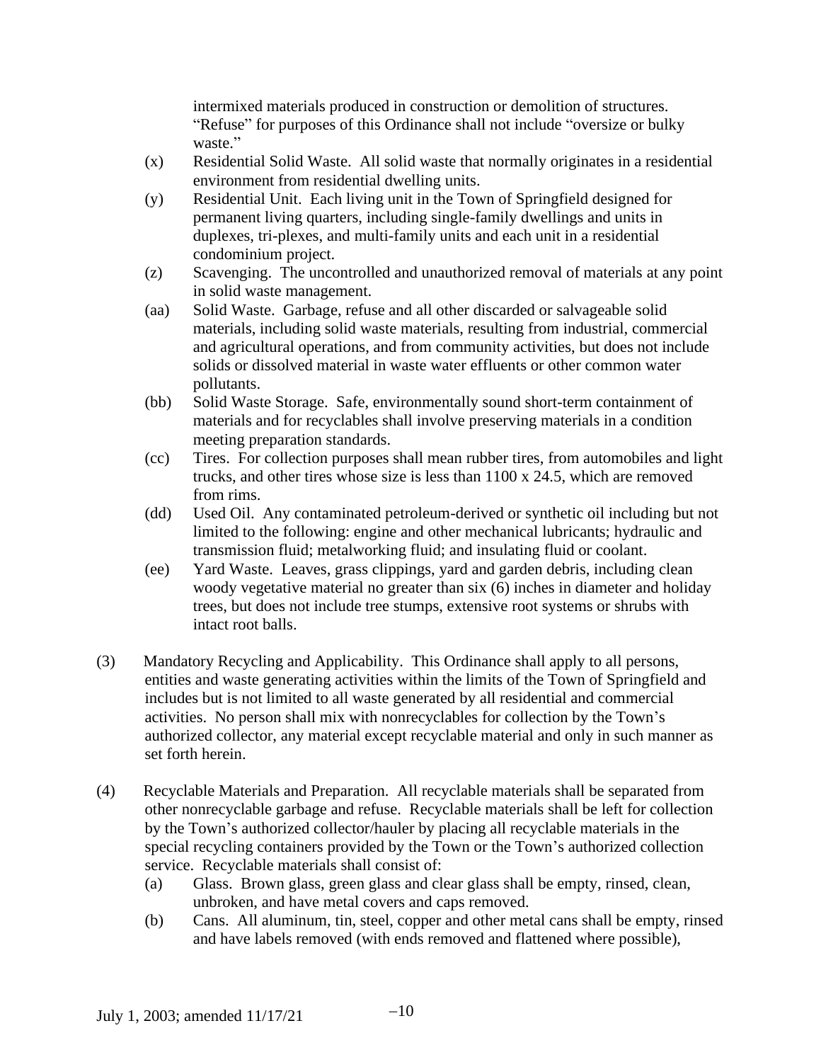intermixed materials produced in construction or demolition of structures. "Refuse" for purposes of this Ordinance shall not include "oversize or bulky waste."

(x) Residential Solid Waste. All solid waste that normally originates in a residential environment from residential dwelling units.

(y) Residential Unit. Each living unit in the Town of Springfield designed for permanent living quarters, including single-family dwellings and units in duplexes, tri-plexes, and multi-family units and each unit in a residential condominium project.

(z) Scavenging. The uncontrolled and unauthorized removal of materials at any point in solid waste management.

(aa) Solid Waste. Garbage, refuse and all other discarded or salvageable solid materials, including solid waste materials, resulting from industrial, commercial and agricultural operations, and from community activities, but does not include solids or dissolved material in waste water effluents or other common water pollutants.

(bb) Solid Waste Storage. Safe, environmentally sound short-term containment of materials and for recyclables shall involve preserving materials in a condition meeting preparation standards.

(cc) Tires. For collection purposes shall mean rubber tires, from automobiles and light trucks, and other tires whose size is less than 1100 x 24.5, which are removed from rims.

(dd) Used Oil. Any contaminated petroleum-derived or synthetic oil including but not limited to the following: engine and other mechanical lubricants; hydraulic and transmission fluid; metalworking fluid; and insulating fluid or coolant.

(ee) Yard Waste. Leaves, grass clippings, yard and garden debris, including clean woody vegetative material no greater than six (6) inches in diameter and holiday trees, but does not include tree stumps, extensive root systems or shrubs with intact root balls.

(3) Mandatory Recycling and Applicability. This Ordinance shall apply to all persons, entities and waste generating activities within the limits of the Town of Springfield and includes but is not limited to all waste generated by all residential and commercial activities. No person shall mix with nonrecyclables for collection by the Town's authorized collector, any material except recyclable material and only in such manner as set forth herein.

(4) Recyclable Materials and Preparation. All recyclable materials shall be separated from other nonrecyclable garbage and refuse. Recyclable materials shall be left for collection by the Town's authorized collector/hauler by placing all recyclable materials in the special recycling containers provided by the Town or the Town's authorized collection service. Recyclable materials shall consist of:

(a) Glass. Brown glass, green glass and clear glass shall be empty, rinsed, clean, unbroken, and have metal covers and caps removed.

(b) Cans. All aluminum, tin, steel, copper and other metal cans shall be empty, rinsed and have labels removed (with ends removed and flattened where possible),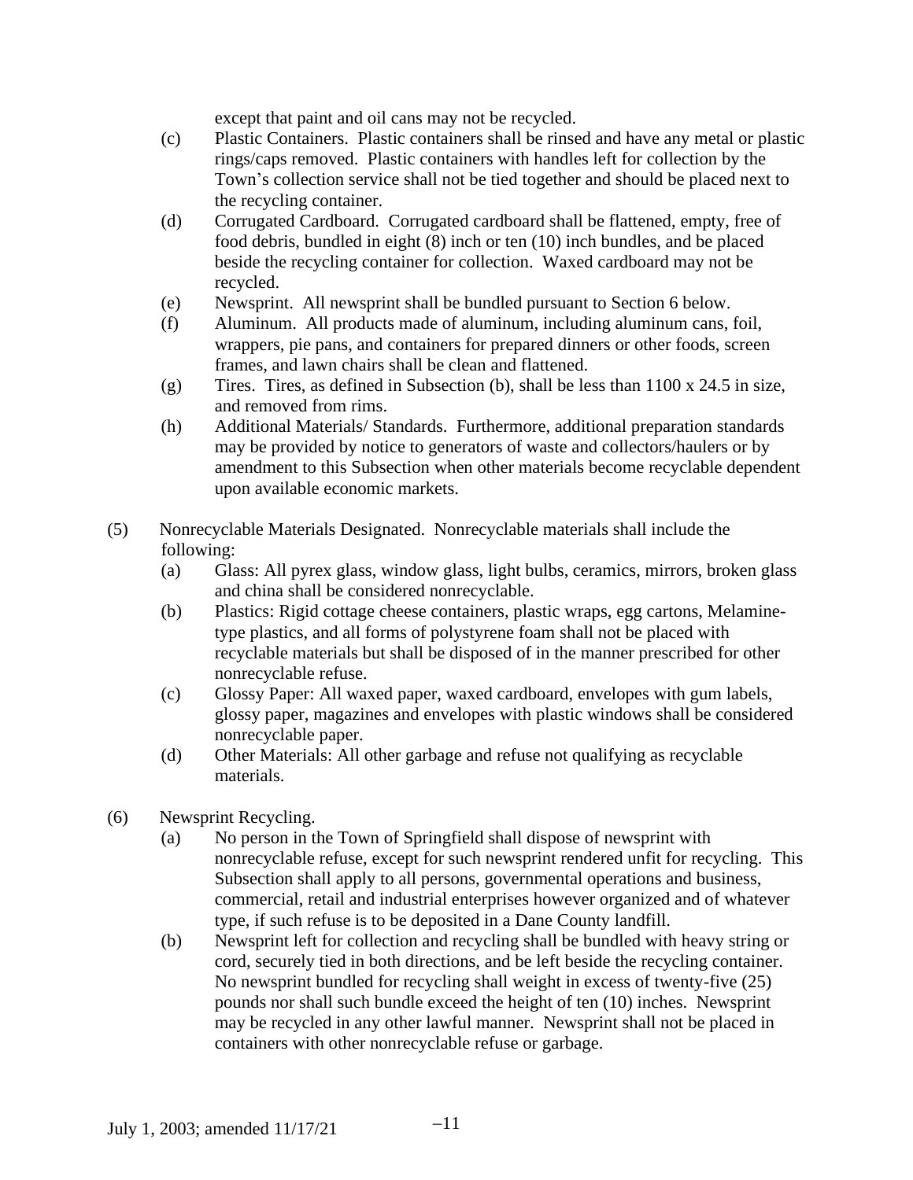except that paint and oil cans may not be recycled.

(c) Plastic Containers. Plastic containers shall be rinsed and have any metal or plastic rings/caps removed. Plastic containers with handles left for collection by the Town's collection service shall not be tied together and should be placed next to the recycling container.

(d) Corrugated Cardboard. Corrugated cardboard shall be flattened, empty, free of food debris, bundled in eight (8) inch or ten (10) inch bundles, and be placed beside the recycling container for collection. Waxed cardboard may not be recycled.

(e) Newsprint. All newsprint shall be bundled pursuant to Section 6 below.

(f) Aluminum. All products made of aluminum, including aluminum cans, foil, wrappers, pie pans, and containers for prepared dinners or other foods, screen frames, and lawn chairs shall be clean and flattened.

(g) Tires. Tires, as defined in Subsection (b), shall be less than 1100 x 24.5 in size, and removed from rims.

(h) Additional Materials/ Standards. Furthermore, additional preparation standards may be provided by notice to generators of waste and collectors/haulers or by amendment to this Subsection when other materials become recyclable dependent upon available economic markets.

(5) Nonrecyclable Materials Designated. Nonrecyclable materials shall include the following:

(a) Glass: All pyrex glass, window glass, light bulbs, ceramics, mirrors, broken glass and china shall be considered nonrecyclable.

(b) Plastics: Rigid cottage cheese containers, plastic wraps, egg cartons, Melamine-type plastics, and all forms of polystyrene foam shall not be placed with recyclable materials but shall be disposed of in the manner prescribed for other nonrecyclable refuse.

(c) Glossy Paper: All waxed paper, waxed cardboard, envelopes with gum labels, glossy paper, magazines and envelopes with plastic windows shall be considered nonrecyclable paper.

(d) Other Materials: All other garbage and refuse not qualifying as recyclable materials.

(6) Newsprint Recycling.

(a) No person in the Town of Springfield shall dispose of newsprint with nonrecyclable refuse, except for such newsprint rendered unfit for recycling. This Subsection shall apply to all persons, governmental operations and business, commercial, retail and industrial enterprises however organized and of whatever type, if such refuse is to be deposited in a Dane County landfill.

(b) Newsprint left for collection and recycling shall be bundled with heavy string or cord, securely tied in both directions, and be left beside the recycling container. No newsprint bundled for recycling shall weight in excess of twenty-five (25) pounds nor shall such bundle exceed the height of ten (10) inches. Newsprint may be recycled in any other lawful manner. Newsprint shall not be placed in containers with other nonrecyclable refuse or garbage.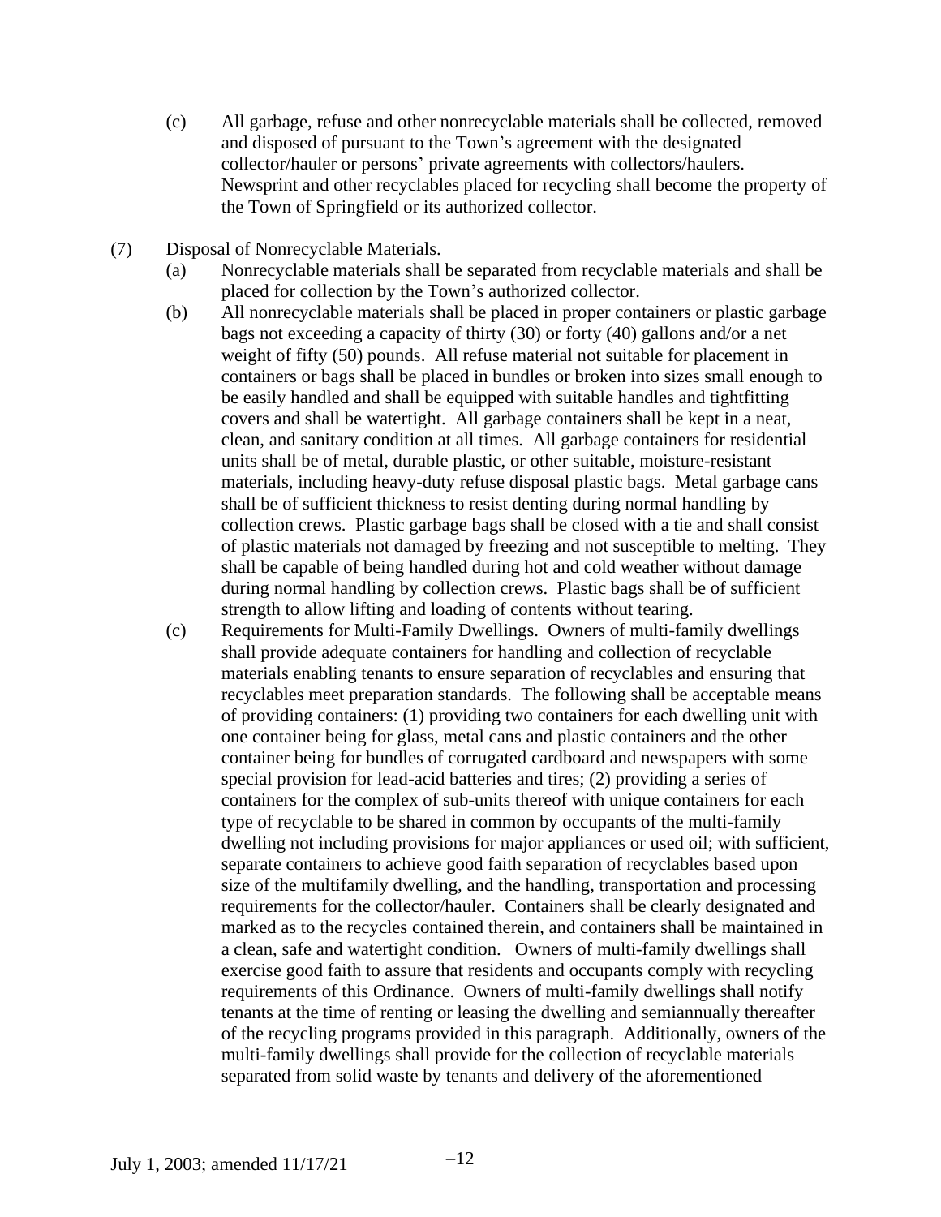(c) All garbage, refuse and other nonrecyclable materials shall be collected, removed and disposed of pursuant to the Town's agreement with the designated collector/hauler or persons' private agreements with collectors/haulers. Newsprint and other recyclables placed for recycling shall become the property of the Town of Springfield or its authorized collector.

(7) Disposal of Nonrecyclable Materials.

(a) Nonrecyclable materials shall be separated from recyclable materials and shall be placed for collection by the Town's authorized collector.

(b) All nonrecyclable materials shall be placed in proper containers or plastic garbage bags not exceeding a capacity of thirty (30) or forty (40) gallons and/or a net weight of fifty (50) pounds. All refuse material not suitable for placement in containers or bags shall be placed in bundles or broken into sizes small enough to be easily handled and shall be equipped with suitable handles and tightfitting covers and shall be watertight. All garbage containers shall be kept in a neat, clean, and sanitary condition at all times. All garbage containers for residential units shall be of metal, durable plastic, or other suitable, moisture-resistant materials, including heavy-duty refuse disposal plastic bags. Metal garbage cans shall be of sufficient thickness to resist denting during normal handling by collection crews. Plastic garbage bags shall be closed with a tie and shall consist of plastic materials not damaged by freezing and not susceptible to melting. They shall be capable of being handled during hot and cold weather without damage during normal handling by collection crews. Plastic bags shall be of sufficient strength to allow lifting and loading of contents without tearing.

(c) Requirements for Multi-Family Dwellings. Owners of multi-family dwellings shall provide adequate containers for handling and collection of recyclable materials enabling tenants to ensure separation of recyclables and ensuring that recyclables meet preparation standards. The following shall be acceptable means of providing containers: (1) providing two containers for each dwelling unit with one container being for glass, metal cans and plastic containers and the other container being for bundles of corrugated cardboard and newspapers with some special provision for lead-acid batteries and tires; (2) providing a series of containers for the complex of sub-units thereof with unique containers for each type of recyclable to be shared in common by occupants of the multi-family dwelling not including provisions for major appliances or used oil; with sufficient, separate containers to achieve good faith separation of recyclables based upon size of the multifamily dwelling, and the handling, transportation and processing requirements for the collector/hauler. Containers shall be clearly designated and marked as to the recycles contained therein, and containers shall be maintained in a clean, safe and watertight condition. Owners of multi-family dwellings shall exercise good faith to assure that residents and occupants comply with recycling requirements of this Ordinance. Owners of multi-family dwellings shall notify tenants at the time of renting or leasing the dwelling and semiannually thereafter of the recycling programs provided in this paragraph. Additionally, owners of the multi-family dwellings shall provide for the collection of recyclable materials separated from solid waste by tenants and delivery of the aforementioned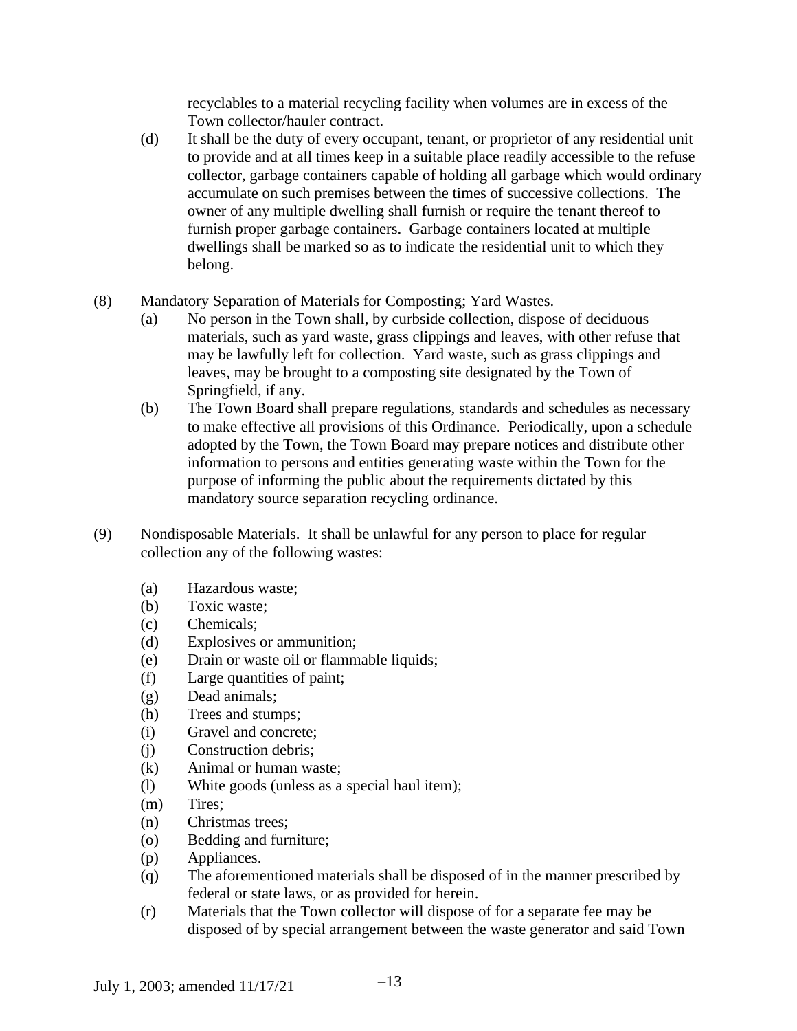recyclables to a material recycling facility when volumes are in excess of the Town collector/hauler contract.

(d) It shall be the duty of every occupant, tenant, or proprietor of any residential unit to provide and at all times keep in a suitable place readily accessible to the refuse collector, garbage containers capable of holding all garbage which would ordinary accumulate on such premises between the times of successive collections. The owner of any multiple dwelling shall furnish or require the tenant thereof to furnish proper garbage containers. Garbage containers located at multiple dwellings shall be marked so as to indicate the residential unit to which they belong.

(8) Mandatory Separation of Materials for Composting; Yard Wastes.

(a) No person in the Town shall, by curbside collection, dispose of deciduous materials, such as yard waste, grass clippings and leaves, with other refuse that may be lawfully left for collection. Yard waste, such as grass clippings and leaves, may be brought to a composting site designated by the Town of Springfield, if any.

(b) The Town Board shall prepare regulations, standards and schedules as necessary to make effective all provisions of this Ordinance. Periodically, upon a schedule adopted by the Town, the Town Board may prepare notices and distribute other information to persons and entities generating waste within the Town for the purpose of informing the public about the requirements dictated by this mandatory source separation recycling ordinance.

(9) Nondisposable Materials. It shall be unlawful for any person to place for regular collection any of the following wastes:

(a) Hazardous waste;
(b) Toxic waste;
(c) Chemicals;
(d) Explosives or ammunition;
(e) Drain or waste oil or flammable liquids;
(f) Large quantities of paint;
(g) Dead animals;
(h) Trees and stumps;
(i) Gravel and concrete;
(j) Construction debris;
(k) Animal or human waste;
(l) White goods (unless as a special haul item);
(m) Tires;
(n) Christmas trees;
(o) Bedding and furniture;
(p) Appliances.
(q) The aforementioned materials shall be disposed of in the manner prescribed by federal or state laws, or as provided for herein.
(r) Materials that the Town collector will dispose of for a separate fee may be disposed of by special arrangement between the waste generator and said Town

July 1, 2003; amended 11/17/21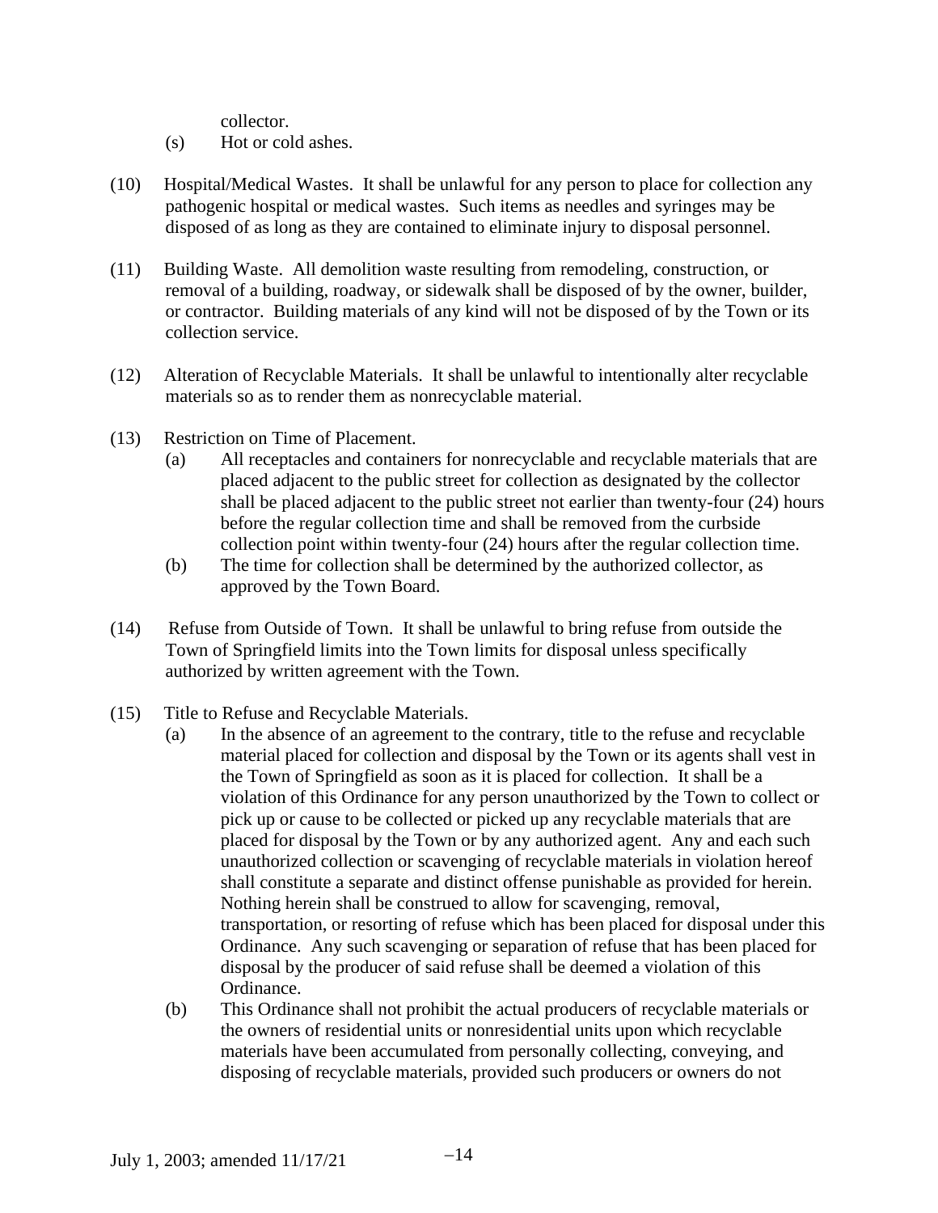collector.

(s) Hot or cold ashes.

(10) Hospital/Medical Wastes. It shall be unlawful for any person to place for collection any pathogenic hospital or medical wastes. Such items as needles and syringes may be disposed of as long as they are contained to eliminate injury to disposal personnel.

(11) Building Waste. All demolition waste resulting from remodeling, construction, or removal of a building, roadway, or sidewalk shall be disposed of by the owner, builder, or contractor. Building materials of any kind will not be disposed of by the Town or its collection service.

(12) Alteration of Recyclable Materials. It shall be unlawful to intentionally alter recyclable materials so as to render them as nonrecyclable material.

(13) Restriction on Time of Placement.

(a) All receptacles and containers for nonrecyclable and recyclable materials that are placed adjacent to the public street for collection as designated by the collector shall be placed adjacent to the public street not earlier than twenty-four (24) hours before the regular collection time and shall be removed from the curbside collection point within twenty-four (24) hours after the regular collection time.

(b) The time for collection shall be determined by the authorized collector, as approved by the Town Board.

(14) Refuse from Outside of Town. It shall be unlawful to bring refuse from outside the Town of Springfield limits into the Town limits for disposal unless specifically authorized by written agreement with the Town.

(15) Title to Refuse and Recyclable Materials.

(a) In the absence of an agreement to the contrary, title to the refuse and recyclable material placed for collection and disposal by the Town or its agents shall vest in the Town of Springfield as soon as it is placed for collection. It shall be a violation of this Ordinance for any person unauthorized by the Town to collect or pick up or cause to be collected or picked up any recyclable materials that are placed for disposal by the Town or by any authorized agent. Any and each such unauthorized collection or scavenging of recyclable materials in violation hereof shall constitute a separate and distinct offense punishable as provided for herein. Nothing herein shall be construed to allow for scavenging, removal, transportation, or resorting of refuse which has been placed for disposal under this Ordinance. Any such scavenging or separation of refuse that has been placed for disposal by the producer of said refuse shall be deemed a violation of this Ordinance.

(b) This Ordinance shall not prohibit the actual producers of recyclable materials or the owners of residential units or nonresidential units upon which recyclable materials have been accumulated from personally collecting, conveying, and disposing of recyclable materials, provided such producers or owners do not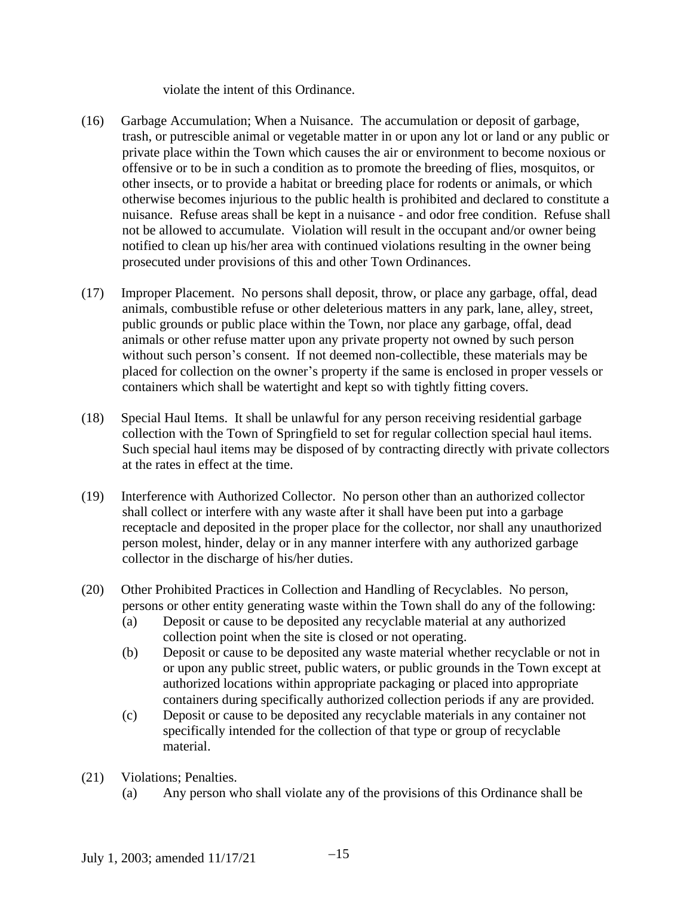violate the intent of this Ordinance.

(16) Garbage Accumulation; When a Nuisance. The accumulation or deposit of garbage, trash, or putrescible animal or vegetable matter in or upon any lot or land or any public or private place within the Town which causes the air or environment to become noxious or offensive or to be in such a condition as to promote the breeding of flies, mosquitos, or other insects, or to provide a habitat or breeding place for rodents or animals, or which otherwise becomes injurious to the public health is prohibited and declared to constitute a nuisance. Refuse areas shall be kept in a nuisance - and odor free condition. Refuse shall not be allowed to accumulate. Violation will result in the occupant and/or owner being notified to clean up his/her area with continued violations resulting in the owner being prosecuted under provisions of this and other Town Ordinances.

(17) Improper Placement. No persons shall deposit, throw, or place any garbage, offal, dead animals, combustible refuse or other deleterious matters in any park, lane, alley, street, public grounds or public place within the Town, nor place any garbage, offal, dead animals or other refuse matter upon any private property not owned by such person without such person's consent. If not deemed non-collectible, these materials may be placed for collection on the owner's property if the same is enclosed in proper vessels or containers which shall be watertight and kept so with tightly fitting covers.

(18) Special Haul Items. It shall be unlawful for any person receiving residential garbage collection with the Town of Springfield to set for regular collection special haul items. Such special haul items may be disposed of by contracting directly with private collectors at the rates in effect at the time.

(19) Interference with Authorized Collector. No person other than an authorized collector shall collect or interfere with any waste after it shall have been put into a garbage receptacle and deposited in the proper place for the collector, nor shall any unauthorized person molest, hinder, delay or in any manner interfere with any authorized garbage collector in the discharge of his/her duties.

(20) Other Prohibited Practices in Collection and Handling of Recyclables. No person, persons or other entity generating waste within the Town shall do any of the following:
  - (a) Deposit or cause to be deposited any recyclable material at any authorized collection point when the site is closed or not operating.
  - (b) Deposit or cause to be deposited any waste material whether recyclable or not in or upon any public street, public waters, or public grounds in the Town except at authorized locations within appropriate packaging or placed into appropriate containers during specifically authorized collection periods if any are provided.
  - (c) Deposit or cause to be deposited any recyclable materials in any container not specifically intended for the collection of that type or group of recyclable material.

(21) Violations; Penalties.
  - (a) Any person who shall violate any of the provisions of this Ordinance shall be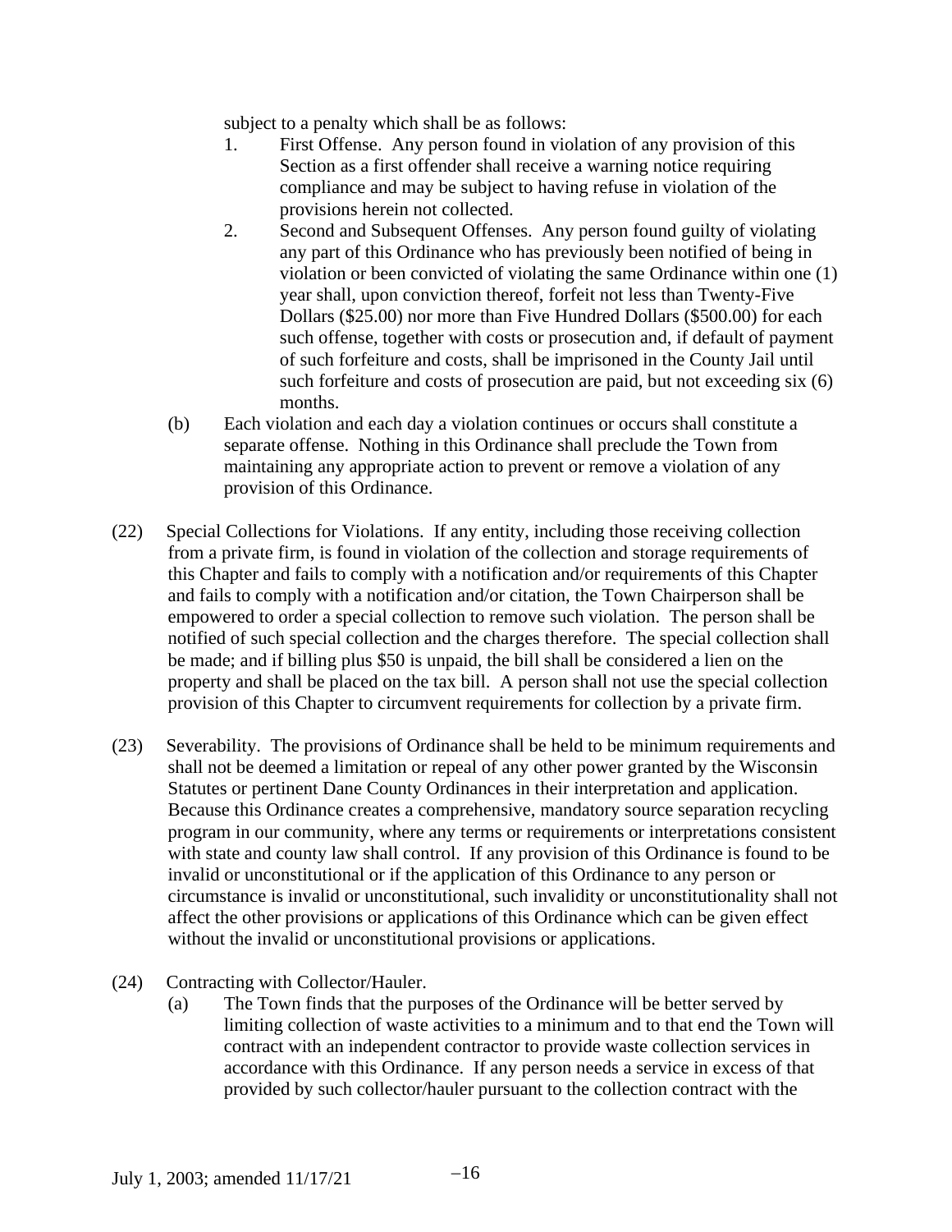subject to a penalty which shall be as follows:

1. First Offense. Any person found in violation of any provision of this Section as a first offender shall receive a warning notice requiring compliance and may be subject to having refuse in violation of the provisions herein not collected.
2. Second and Subsequent Offenses. Any person found guilty of violating any part of this Ordinance who has previously been notified of being in violation or been convicted of violating the same Ordinance within one (1) year shall, upon conviction thereof, forfeit not less than Twenty-Five Dollars ($25.00) nor more than Five Hundred Dollars ($500.00) for each such offense, together with costs or prosecution and, if default of payment of such forfeiture and costs, shall be imprisoned in the County Jail until such forfeiture and costs of prosecution are paid, but not exceeding six (6) months.

(b) Each violation and each day a violation continues or occurs shall constitute a separate offense. Nothing in this Ordinance shall preclude the Town from maintaining any appropriate action to prevent or remove a violation of any provision of this Ordinance.

(22) Special Collections for Violations. If any entity, including those receiving collection from a private firm, is found in violation of the collection and storage requirements of this Chapter and fails to comply with a notification and/or requirements of this Chapter and fails to comply with a notification and/or citation, the Town Chairperson shall be empowered to order a special collection to remove such violation. The person shall be notified of such special collection and the charges therefore. The special collection shall be made; and if billing plus $50 is unpaid, the bill shall be considered a lien on the property and shall be placed on the tax bill. A person shall not use the special collection provision of this Chapter to circumvent requirements for collection by a private firm.

(23) Severability. The provisions of Ordinance shall be held to be minimum requirements and shall not be deemed a limitation or repeal of any other power granted by the Wisconsin Statutes or pertinent Dane County Ordinances in their interpretation and application. Because this Ordinance creates a comprehensive, mandatory source separation recycling program in our community, where any terms or requirements or interpretations consistent with state and county law shall control. If any provision of this Ordinance is found to be invalid or unconstitutional or if the application of this Ordinance to any person or circumstance is invalid or unconstitutional, such invalidity or unconstitutionality shall not affect the other provisions or applications of this Ordinance which can be given effect without the invalid or unconstitutional provisions or applications.

(24) Contracting with Collector/Hauler.

(a) The Town finds that the purposes of the Ordinance will be better served by limiting collection of waste activities to a minimum and to that end the Town will contract with an independent contractor to provide waste collection services in accordance with this Ordinance. If any person needs a service in excess of that provided by such collector/hauler pursuant to the collection contract with the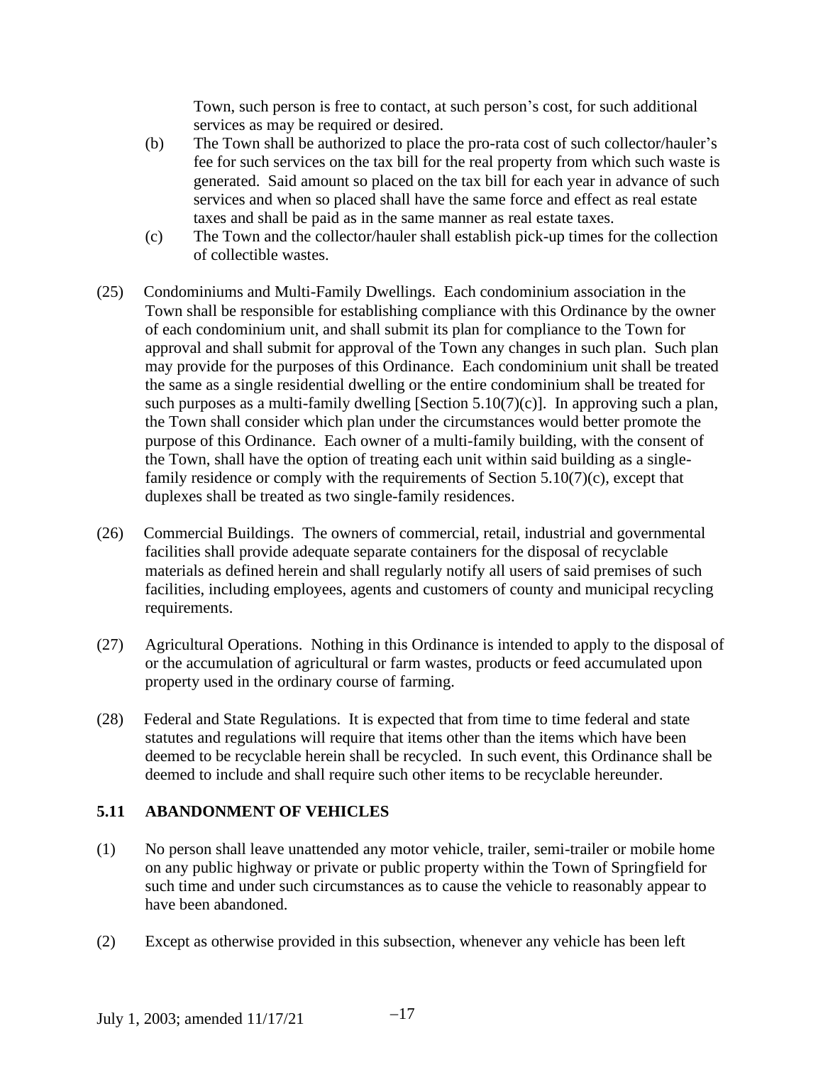Town, such person is free to contact, at such person's cost, for such additional services as may be required or desired.

(b) The Town shall be authorized to place the pro-rata cost of such collector/hauler's fee for such services on the tax bill for the real property from which such waste is generated. Said amount so placed on the tax bill for each year in advance of such services and when so placed shall have the same force and effect as real estate taxes and shall be paid as in the same manner as real estate taxes.

(c) The Town and the collector/hauler shall establish pick-up times for the collection of collectible wastes.

(25) Condominiums and Multi-Family Dwellings. Each condominium association in the Town shall be responsible for establishing compliance with this Ordinance by the owner of each condominium unit, and shall submit its plan for compliance to the Town for approval and shall submit for approval of the Town any changes in such plan. Such plan may provide for the purposes of this Ordinance. Each condominium unit shall be treated the same as a single residential dwelling or the entire condominium shall be treated for such purposes as a multi-family dwelling [Section 5.10(7)(c)]. In approving such a plan, the Town shall consider which plan under the circumstances would better promote the purpose of this Ordinance. Each owner of a multi-family building, with the consent of the Town, shall have the option of treating each unit within said building as a single-family residence or comply with the requirements of Section 5.10(7)(c), except that duplexes shall be treated as two single-family residences.

(26) Commercial Buildings. The owners of commercial, retail, industrial and governmental facilities shall provide adequate separate containers for the disposal of recyclable materials as defined herein and shall regularly notify all users of said premises of such facilities, including employees, agents and customers of county and municipal recycling requirements.

(27) Agricultural Operations. Nothing in this Ordinance is intended to apply to the disposal of or the accumulation of agricultural or farm wastes, products or feed accumulated upon property used in the ordinary course of farming.

(28) Federal and State Regulations. It is expected that from time to time federal and state statutes and regulations will require that items other than the items which have been deemed to be recyclable herein shall be recycled. In such event, this Ordinance shall be deemed to include and shall require such other items to be recyclable hereunder.

## 5.11 ABANDONMENT OF VEHICLES

(1) No person shall leave unattended any motor vehicle, trailer, semi-trailer or mobile home on any public highway or private or public property within the Town of Springfield for such time and under such circumstances as to cause the vehicle to reasonably appear to have been abandoned.

(2) Except as otherwise provided in this subsection, whenever any vehicle has been left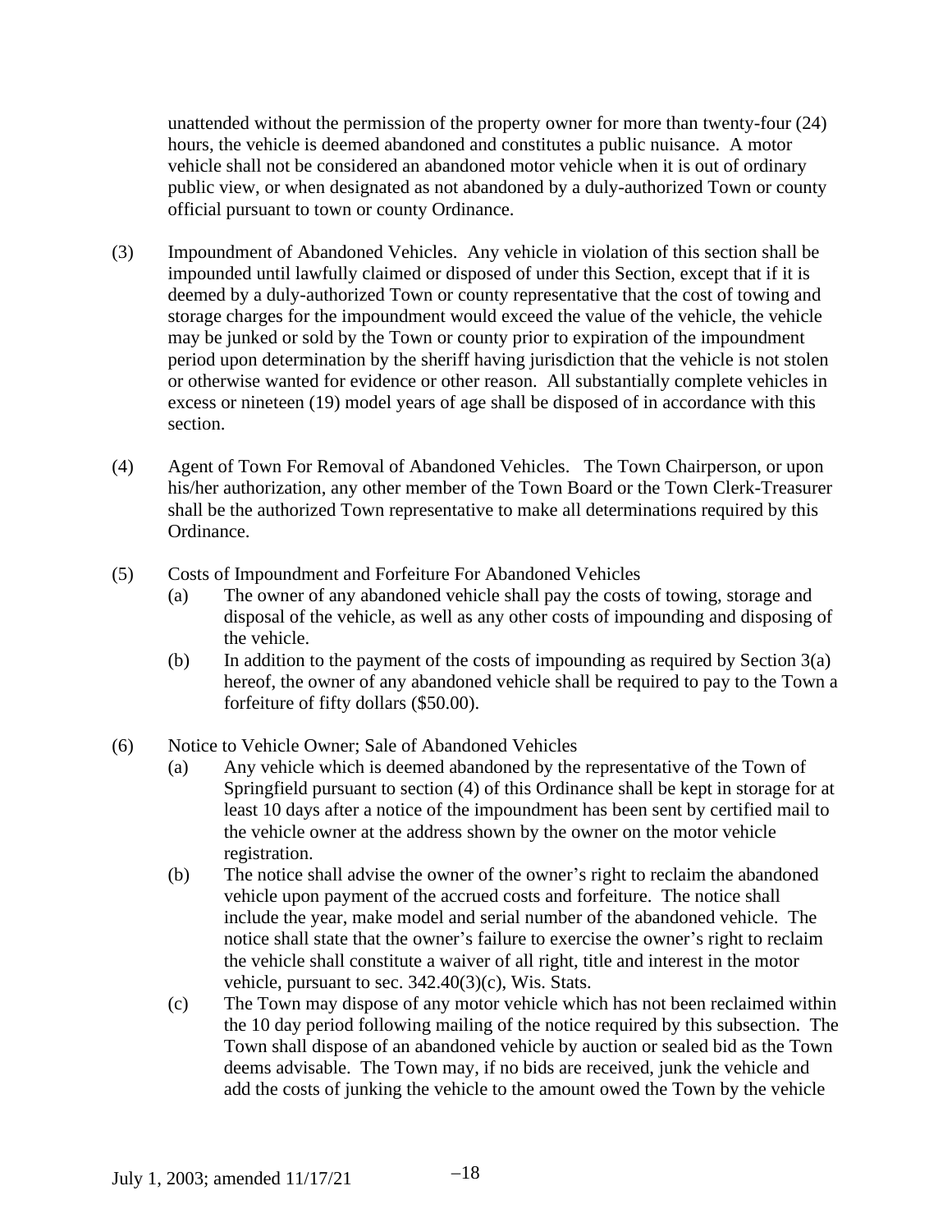unattended without the permission of the property owner for more than twenty-four (24) hours, the vehicle is deemed abandoned and constitutes a public nuisance. A motor vehicle shall not be considered an abandoned motor vehicle when it is out of ordinary public view, or when designated as not abandoned by a duly-authorized Town or county official pursuant to town or county Ordinance.

(3) Impoundment of Abandoned Vehicles. Any vehicle in violation of this section shall be impounded until lawfully claimed or disposed of under this Section, except that if it is deemed by a duly-authorized Town or county representative that the cost of towing and storage charges for the impoundment would exceed the value of the vehicle, the vehicle may be junked or sold by the Town or county prior to expiration of the impoundment period upon determination by the sheriff having jurisdiction that the vehicle is not stolen or otherwise wanted for evidence or other reason. All substantially complete vehicles in excess or nineteen (19) model years of age shall be disposed of in accordance with this section.

(4) Agent of Town For Removal of Abandoned Vehicles. The Town Chairperson, or upon his/her authorization, any other member of the Town Board or the Town Clerk-Treasurer shall be the authorized Town representative to make all determinations required by this Ordinance.

(5) Costs of Impoundment and Forfeiture For Abandoned Vehicles
   (a) The owner of any abandoned vehicle shall pay the costs of towing, storage and disposal of the vehicle, as well as any other costs of impounding and disposing of the vehicle.
   (b) In addition to the payment of the costs of impounding as required by Section 3(a) hereof, the owner of any abandoned vehicle shall be required to pay to the Town a forfeiture of fifty dollars ($50.00).

(6) Notice to Vehicle Owner; Sale of Abandoned Vehicles
   (a) Any vehicle which is deemed abandoned by the representative of the Town of Springfield pursuant to section (4) of this Ordinance shall be kept in storage for at least 10 days after a notice of the impoundment has been sent by certified mail to the vehicle owner at the address shown by the owner on the motor vehicle registration.
   (b) The notice shall advise the owner of the owner's right to reclaim the abandoned vehicle upon payment of the accrued costs and forfeiture. The notice shall include the year, make model and serial number of the abandoned vehicle. The notice shall state that the owner's failure to exercise the owner's right to reclaim the vehicle shall constitute a waiver of all right, title and interest in the motor vehicle, pursuant to sec. 342.40(3)(c), Wis. Stats.
   (c) The Town may dispose of any motor vehicle which has not been reclaimed within the 10 day period following mailing of the notice required by this subsection. The Town shall dispose of an abandoned vehicle by auction or sealed bid as the Town deems advisable. The Town may, if no bids are received, junk the vehicle and add the costs of junking the vehicle to the amount owed the Town by the vehicle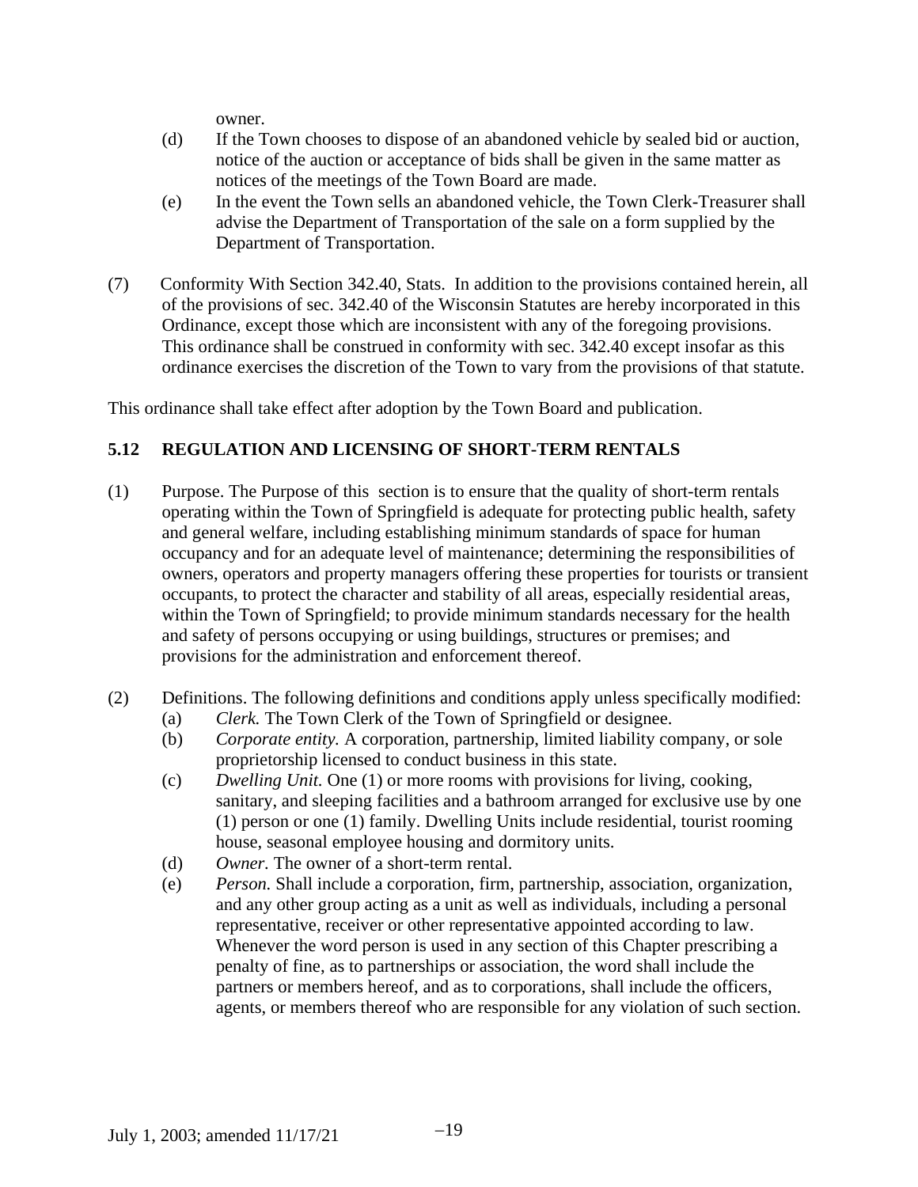owner.

(d) If the Town chooses to dispose of an abandoned vehicle by sealed bid or auction, notice of the auction or acceptance of bids shall be given in the same matter as notices of the meetings of the Town Board are made.

(e) In the event the Town sells an abandoned vehicle, the Town Clerk-Treasurer shall advise the Department of Transportation of the sale on a form supplied by the Department of Transportation.

(7) Conformity With Section 342.40, Stats. In addition to the provisions contained herein, all of the provisions of sec. 342.40 of the Wisconsin Statutes are hereby incorporated in this Ordinance, except those which are inconsistent with any of the foregoing provisions. This ordinance shall be construed in conformity with sec. 342.40 except insofar as this ordinance exercises the discretion of the Town to vary from the provisions of that statute.

This ordinance shall take effect after adoption by the Town Board and publication.

## 5.12 REGULATION AND LICENSING OF SHORT-TERM RENTALS

(1) Purpose. The Purpose of this section is to ensure that the quality of short-term rentals operating within the Town of Springfield is adequate for protecting public health, safety and general welfare, including establishing minimum standards of space for human occupancy and for an adequate level of maintenance; determining the responsibilities of owners, operators and property managers offering these properties for tourists or transient occupants, to protect the character and stability of all areas, especially residential areas, within the Town of Springfield; to provide minimum standards necessary for the health and safety of persons occupying or using buildings, structures or premises; and provisions for the administration and enforcement thereof.

(2) Definitions. The following definitions and conditions apply unless specifically modified:

(a) *Clerk.* The Town Clerk of the Town of Springfield or designee.

(b) *Corporate entity.* A corporation, partnership, limited liability company, or sole proprietorship licensed to conduct business in this state.

(c) *Dwelling Unit.* One (1) or more rooms with provisions for living, cooking, sanitary, and sleeping facilities and a bathroom arranged for exclusive use by one (1) person or one (1) family. Dwelling Units include residential, tourist rooming house, seasonal employee housing and dormitory units.

(d) *Owner.* The owner of a short-term rental.

(e) *Person.* Shall include a corporation, firm, partnership, association, organization, and any other group acting as a unit as well as individuals, including a personal representative, receiver or other representative appointed according to law. Whenever the word person is used in any section of this Chapter prescribing a penalty of fine, as to partnerships or association, the word shall include the partners or members hereof, and as to corporations, shall include the officers, agents, or members thereof who are responsible for any violation of such section.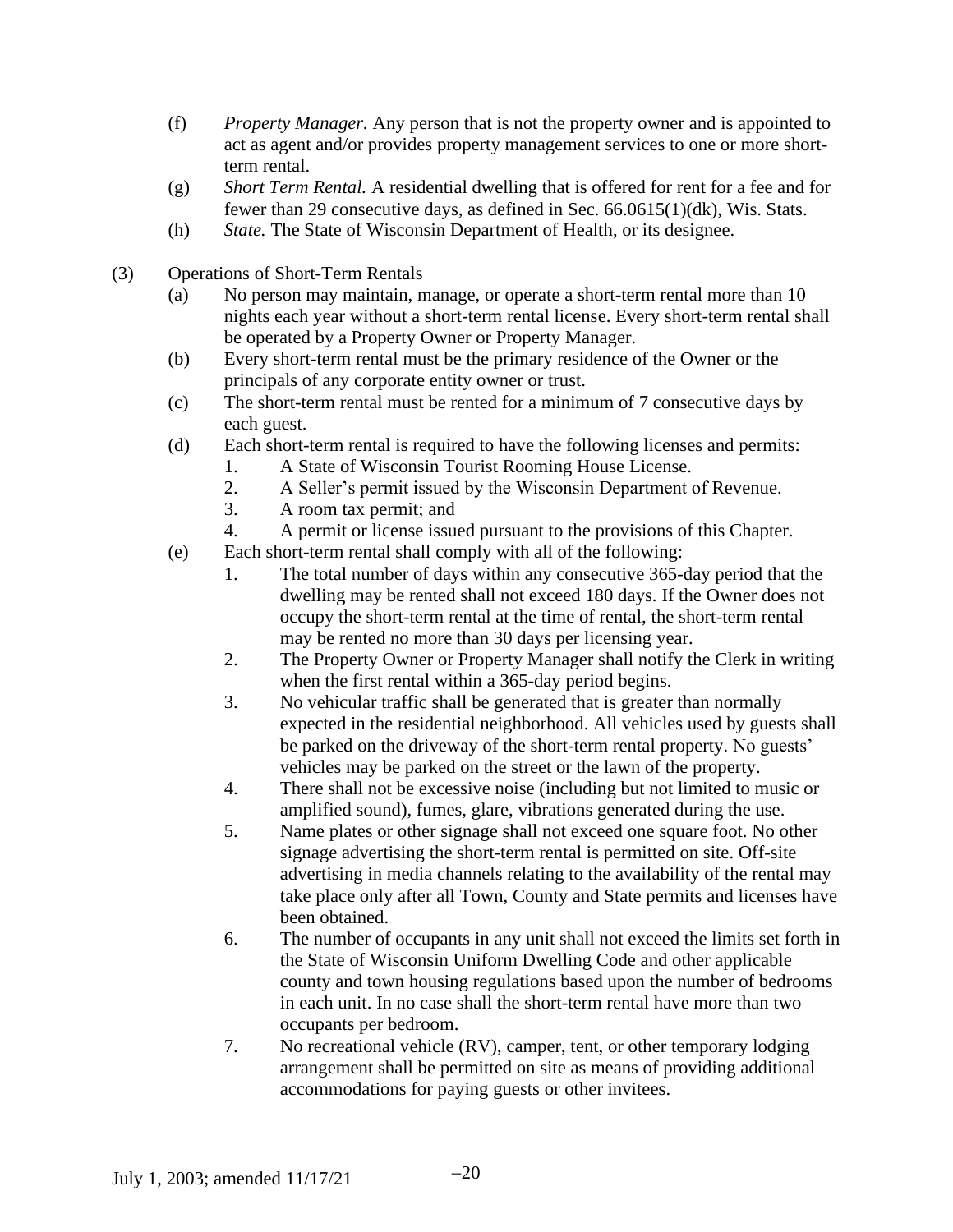(f) *Property Manager.* Any person that is not the property owner and is appointed to act as agent and/or provides property management services to one or more short-term rental.

(g) *Short Term Rental.* A residential dwelling that is offered for rent for a fee and for fewer than 29 consecutive days, as defined in Sec. 66.0615(1)(dk), Wis. Stats.

(h) *State.* The State of Wisconsin Department of Health, or its designee.

(3) Operations of Short-Term Rentals

(a) No person may maintain, manage, or operate a short-term rental more than 10 nights each year without a short-term rental license. Every short-term rental shall be operated by a Property Owner or Property Manager.

(b) Every short-term rental must be the primary residence of the Owner or the principals of any corporate entity owner or trust.

(c) The short-term rental must be rented for a minimum of 7 consecutive days by each guest.

(d) Each short-term rental is required to have the following licenses and permits:

1. A State of Wisconsin Tourist Rooming House License.
2. A Seller's permit issued by the Wisconsin Department of Revenue.
3. A room tax permit; and
4. A permit or license issued pursuant to the provisions of this Chapter.

(e) Each short-term rental shall comply with all of the following:

1. The total number of days within any consecutive 365-day period that the dwelling may be rented shall not exceed 180 days. If the Owner does not occupy the short-term rental at the time of rental, the short-term rental may be rented no more than 30 days per licensing year.
2. The Property Owner or Property Manager shall notify the Clerk in writing when the first rental within a 365-day period begins.
3. No vehicular traffic shall be generated that is greater than normally expected in the residential neighborhood. All vehicles used by guests shall be parked on the driveway of the short-term rental property. No guests' vehicles may be parked on the street or the lawn of the property.
4. There shall not be excessive noise (including but not limited to music or amplified sound), fumes, glare, vibrations generated during the use.
5. Name plates or other signage shall not exceed one square foot. No other signage advertising the short-term rental is permitted on site. Off-site advertising in media channels relating to the availability of the rental may take place only after all Town, County and State permits and licenses have been obtained.
6. The number of occupants in any unit shall not exceed the limits set forth in the State of Wisconsin Uniform Dwelling Code and other applicable county and town housing regulations based upon the number of bedrooms in each unit. In no case shall the short-term rental have more than two occupants per bedroom.
7. No recreational vehicle (RV), camper, tent, or other temporary lodging arrangement shall be permitted on site as means of providing additional accommodations for paying guests or other invitees.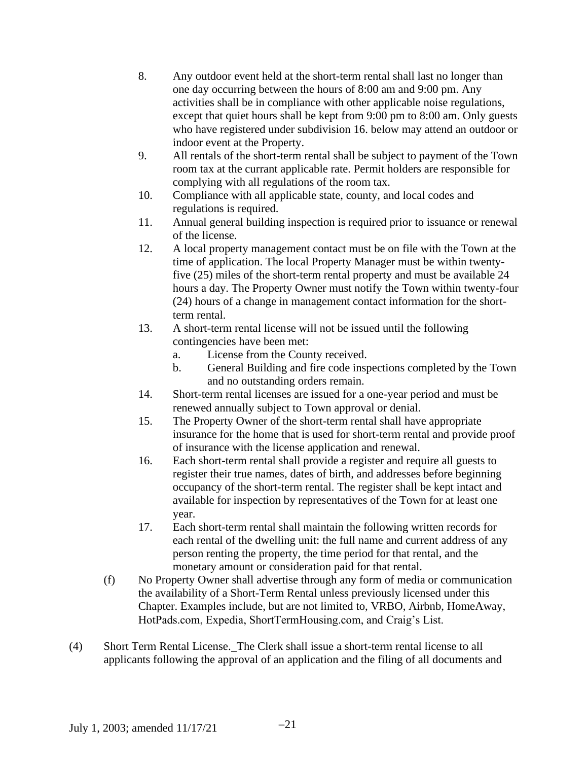8. Any outdoor event held at the short-term rental shall last no longer than one day occurring between the hours of 8:00 am and 9:00 pm. Any activities shall be in compliance with other applicable noise regulations, except that quiet hours shall be kept from 9:00 pm to 8:00 am. Only guests who have registered under subdivision 16. below may attend an outdoor or indoor event at the Property.
9. All rentals of the short-term rental shall be subject to payment of the Town room tax at the currant applicable rate. Permit holders are responsible for complying with all regulations of the room tax.
10. Compliance with all applicable state, county, and local codes and regulations is required.
11. Annual general building inspection is required prior to issuance or renewal of the license.
12. A local property management contact must be on file with the Town at the time of application. The local Property Manager must be within twenty-five (25) miles of the short-term rental property and must be available 24 hours a day. The Property Owner must notify the Town within twenty-four (24) hours of a change in management contact information for the short-term rental.
13. A short-term rental license will not be issued until the following contingencies have been met:
    a. License from the County received.
    b. General Building and fire code inspections completed by the Town and no outstanding orders remain.
14. Short-term rental licenses are issued for a one-year period and must be renewed annually subject to Town approval or denial.
15. The Property Owner of the short-term rental shall have appropriate insurance for the home that is used for short-term rental and provide proof of insurance with the license application and renewal.
16. Each short-term rental shall provide a register and require all guests to register their true names, dates of birth, and addresses before beginning occupancy of the short-term rental. The register shall be kept intact and available for inspection by representatives of the Town for at least one year.
17. Each short-term rental shall maintain the following written records for each rental of the dwelling unit: the full name and current address of any person renting the property, the time period for that rental, and the monetary amount or consideration paid for that rental.

(f) No Property Owner shall advertise through any form of media or communication the availability of a Short-Term Rental unless previously licensed under this Chapter. Examples include, but are not limited to, VRBO, Airbnb, HomeAway, HotPads.com, Expedia, ShortTermHousing.com, and Craig's List.

(4) Short Term Rental License._The Clerk shall issue a short-term rental license to all applicants following the approval of an application and the filing of all documents and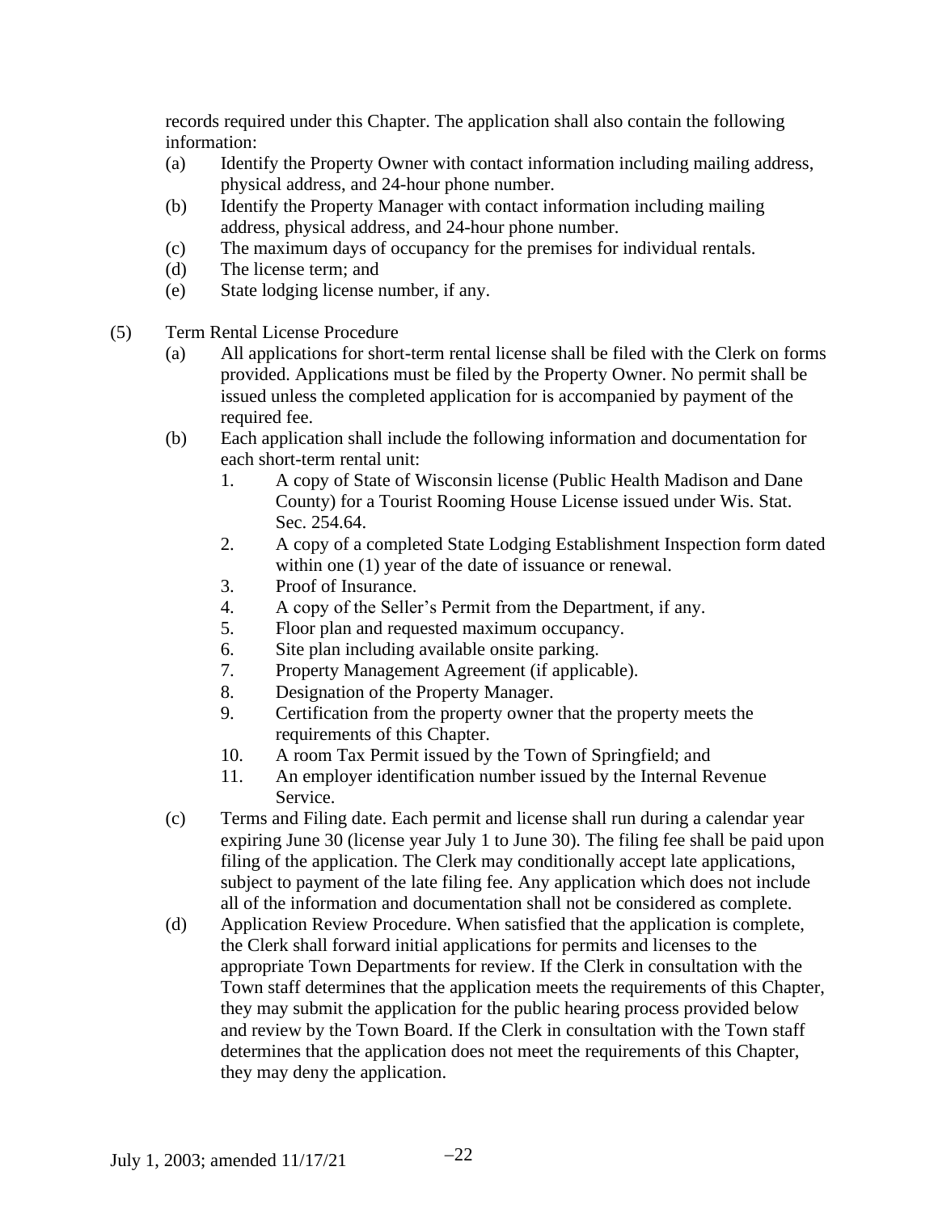records required under this Chapter. The application shall also contain the following information:

(a) Identify the Property Owner with contact information including mailing address, physical address, and 24-hour phone number.

(b) Identify the Property Manager with contact information including mailing address, physical address, and 24-hour phone number.

(c) The maximum days of occupancy for the premises for individual rentals.

(d) The license term; and

(e) State lodging license number, if any.

(5) Term Rental License Procedure

(a) All applications for short-term rental license shall be filed with the Clerk on forms provided. Applications must be filed by the Property Owner. No permit shall be issued unless the completed application for is accompanied by payment of the required fee.

(b) Each application shall include the following information and documentation for each short-term rental unit:

1. A copy of State of Wisconsin license (Public Health Madison and Dane County) for a Tourist Rooming House License issued under Wis. Stat. Sec. 254.64.
2. A copy of a completed State Lodging Establishment Inspection form dated within one (1) year of the date of issuance or renewal.
3. Proof of Insurance.
4. A copy of the Seller's Permit from the Department, if any.
5. Floor plan and requested maximum occupancy.
6. Site plan including available onsite parking.
7. Property Management Agreement (if applicable).
8. Designation of the Property Manager.
9. Certification from the property owner that the property meets the requirements of this Chapter.
10. A room Tax Permit issued by the Town of Springfield; and
11. An employer identification number issued by the Internal Revenue Service.

(c) Terms and Filing date. Each permit and license shall run during a calendar year expiring June 30 (license year July 1 to June 30). The filing fee shall be paid upon filing of the application. The Clerk may conditionally accept late applications, subject to payment of the late filing fee. Any application which does not include all of the information and documentation shall not be considered as complete.

(d) Application Review Procedure. When satisfied that the application is complete, the Clerk shall forward initial applications for permits and licenses to the appropriate Town Departments for review. If the Clerk in consultation with the Town staff determines that the application meets the requirements of this Chapter, they may submit the application for the public hearing process provided below and review by the Town Board. If the Clerk in consultation with the Town staff determines that the application does not meet the requirements of this Chapter, they may deny the application.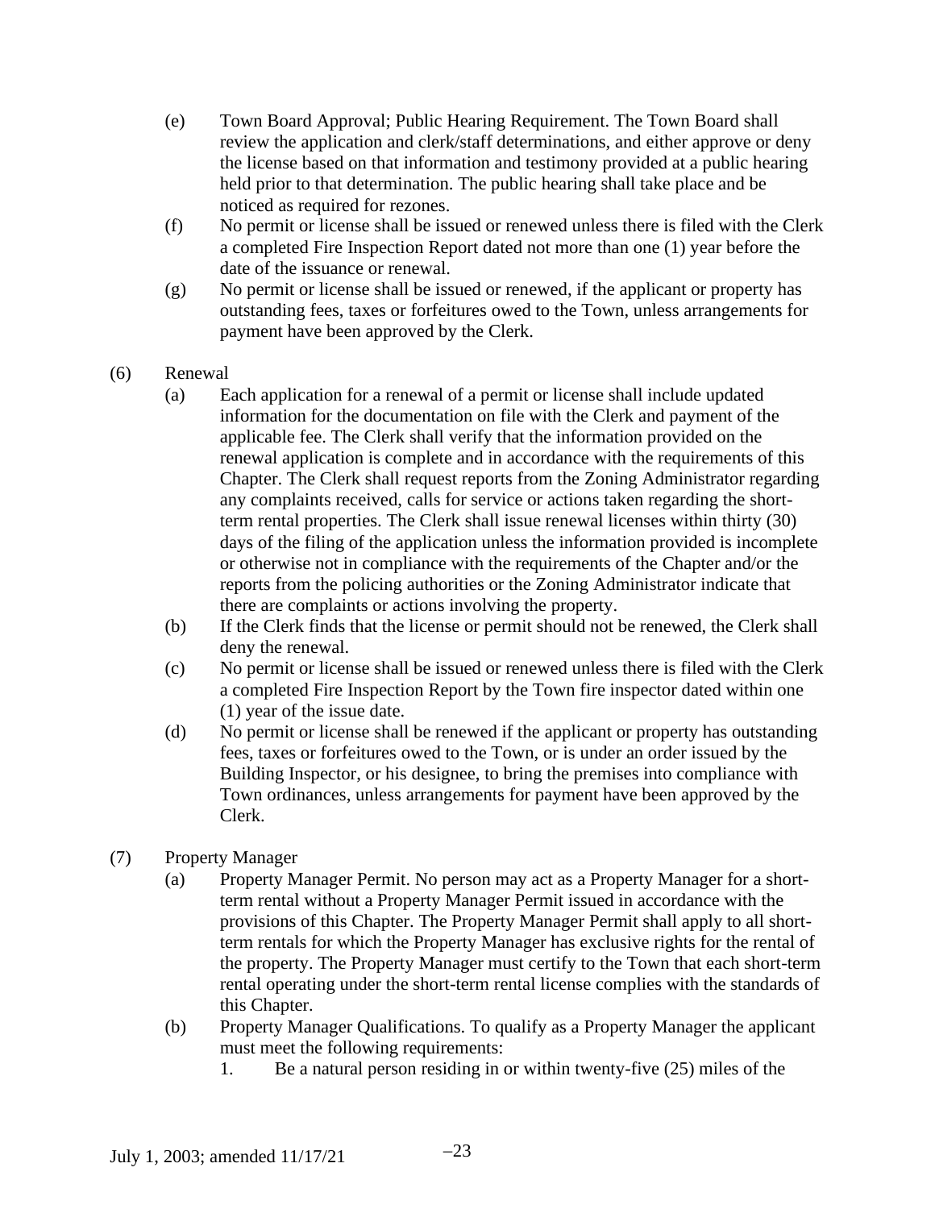(e) Town Board Approval; Public Hearing Requirement. The Town Board shall review the application and clerk/staff determinations, and either approve or deny the license based on that information and testimony provided at a public hearing held prior to that determination. The public hearing shall take place and be noticed as required for rezones.

(f) No permit or license shall be issued or renewed unless there is filed with the Clerk a completed Fire Inspection Report dated not more than one (1) year before the date of the issuance or renewal.

(g) No permit or license shall be issued or renewed, if the applicant or property has outstanding fees, taxes or forfeitures owed to the Town, unless arrangements for payment have been approved by the Clerk.

(6) Renewal

(a) Each application for a renewal of a permit or license shall include updated information for the documentation on file with the Clerk and payment of the applicable fee. The Clerk shall verify that the information provided on the renewal application is complete and in accordance with the requirements of this Chapter. The Clerk shall request reports from the Zoning Administrator regarding any complaints received, calls for service or actions taken regarding the short-term rental properties. The Clerk shall issue renewal licenses within thirty (30) days of the filing of the application unless the information provided is incomplete or otherwise not in compliance with the requirements of the Chapter and/or the reports from the policing authorities or the Zoning Administrator indicate that there are complaints or actions involving the property.

(b) If the Clerk finds that the license or permit should not be renewed, the Clerk shall deny the renewal.

(c) No permit or license shall be issued or renewed unless there is filed with the Clerk a completed Fire Inspection Report by the Town fire inspector dated within one (1) year of the issue date.

(d) No permit or license shall be renewed if the applicant or property has outstanding fees, taxes or forfeitures owed to the Town, or is under an order issued by the Building Inspector, or his designee, to bring the premises into compliance with Town ordinances, unless arrangements for payment have been approved by the Clerk.

(7) Property Manager

(a) Property Manager Permit. No person may act as a Property Manager for a short-term rental without a Property Manager Permit issued in accordance with the provisions of this Chapter. The Property Manager Permit shall apply to all short-term rentals for which the Property Manager has exclusive rights for the rental of the property. The Property Manager must certify to the Town that each short-term rental operating under the short-term rental license complies with the standards of this Chapter.

(b) Property Manager Qualifications. To qualify as a Property Manager the applicant must meet the following requirements:

1. Be a natural person residing in or within twenty-five (25) miles of the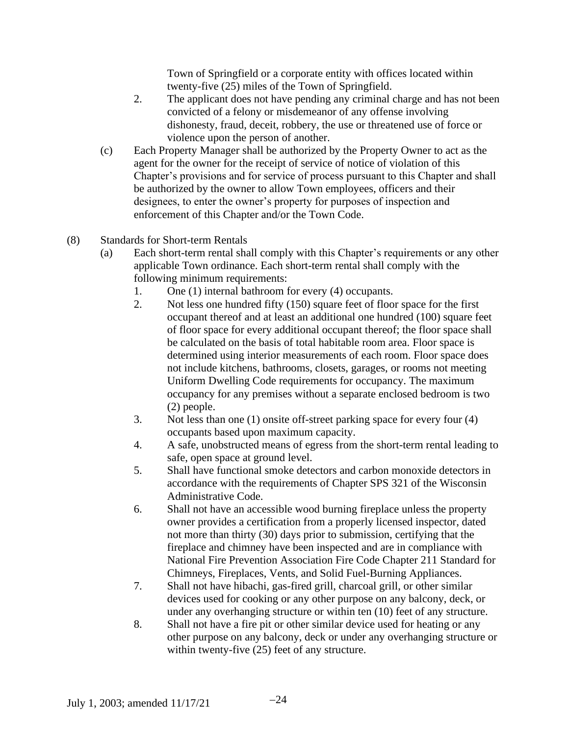Town of Springfield or a corporate entity with offices located within twenty-five (25) miles of the Town of Springfield.

2. The applicant does not have pending any criminal charge and has not been convicted of a felony or misdemeanor of any offense involving dishonesty, fraud, deceit, robbery, the use or threatened use of force or violence upon the person of another.

(c) Each Property Manager shall be authorized by the Property Owner to act as the agent for the owner for the receipt of service of notice of violation of this Chapter's provisions and for service of process pursuant to this Chapter and shall be authorized by the owner to allow Town employees, officers and their designees, to enter the owner's property for purposes of inspection and enforcement of this Chapter and/or the Town Code.

(8) Standards for Short-term Rentals

(a) Each short-term rental shall comply with this Chapter's requirements or any other applicable Town ordinance. Each short-term rental shall comply with the following minimum requirements:

1. One (1) internal bathroom for every (4) occupants.
2. Not less one hundred fifty (150) square feet of floor space for the first occupant thereof and at least an additional one hundred (100) square feet of floor space for every additional occupant thereof; the floor space shall be calculated on the basis of total habitable room area. Floor space is determined using interior measurements of each room. Floor space does not include kitchens, bathrooms, closets, garages, or rooms not meeting Uniform Dwelling Code requirements for occupancy. The maximum occupancy for any premises without a separate enclosed bedroom is two (2) people.
3. Not less than one (1) onsite off-street parking space for every four (4) occupants based upon maximum capacity.
4. A safe, unobstructed means of egress from the short-term rental leading to safe, open space at ground level.
5. Shall have functional smoke detectors and carbon monoxide detectors in accordance with the requirements of Chapter SPS 321 of the Wisconsin Administrative Code.
6. Shall not have an accessible wood burning fireplace unless the property owner provides a certification from a properly licensed inspector, dated not more than thirty (30) days prior to submission, certifying that the fireplace and chimney have been inspected and are in compliance with National Fire Prevention Association Fire Code Chapter 211 Standard for Chimneys, Fireplaces, Vents, and Solid Fuel-Burning Appliances.
7. Shall not have hibachi, gas-fired grill, charcoal grill, or other similar devices used for cooking or any other purpose on any balcony, deck, or under any overhanging structure or within ten (10) feet of any structure.
8. Shall not have a fire pit or other similar device used for heating or any other purpose on any balcony, deck or under any overhanging structure or within twenty-five (25) feet of any structure.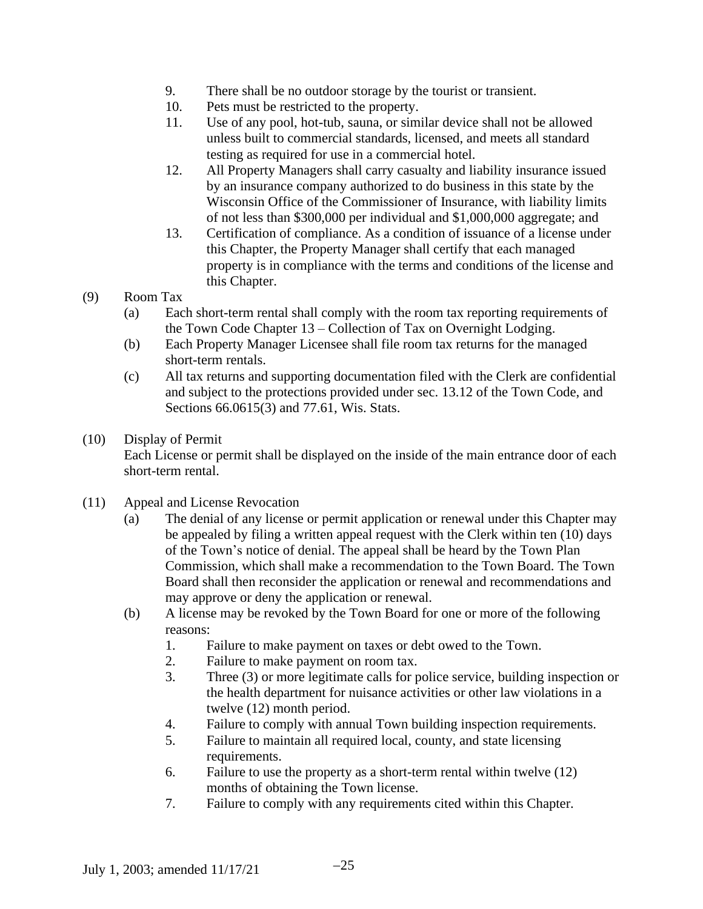9. There shall be no outdoor storage by the tourist or transient.
10. Pets must be restricted to the property.
11. Use of any pool, hot-tub, sauna, or similar device shall not be allowed unless built to commercial standards, licensed, and meets all standard testing as required for use in a commercial hotel.
12. All Property Managers shall carry casualty and liability insurance issued by an insurance company authorized to do business in this state by the Wisconsin Office of the Commissioner of Insurance, with liability limits of not less than $300,000 per individual and $1,000,000 aggregate; and
13. Certification of compliance. As a condition of issuance of a license under this Chapter, the Property Manager shall certify that each managed property is in compliance with the terms and conditions of the license and this Chapter.

(9) Room Tax

(a) Each short-term rental shall comply with the room tax reporting requirements of the Town Code Chapter 13 – Collection of Tax on Overnight Lodging.

(b) Each Property Manager Licensee shall file room tax returns for the managed short-term rentals.

(c) All tax returns and supporting documentation filed with the Clerk are confidential and subject to the protections provided under sec. 13.12 of the Town Code, and Sections 66.0615(3) and 77.61, Wis. Stats.

(10) Display of Permit

Each License or permit shall be displayed on the inside of the main entrance door of each short-term rental.

(11) Appeal and License Revocation

(a) The denial of any license or permit application or renewal under this Chapter may be appealed by filing a written appeal request with the Clerk within ten (10) days of the Town's notice of denial. The appeal shall be heard by the Town Plan Commission, which shall make a recommendation to the Town Board. The Town Board shall then reconsider the application or renewal and recommendations and may approve or deny the application or renewal.

(b) A license may be revoked by the Town Board for one or more of the following reasons:

1. Failure to make payment on taxes or debt owed to the Town.
2. Failure to make payment on room tax.
3. Three (3) or more legitimate calls for police service, building inspection or the health department for nuisance activities or other law violations in a twelve (12) month period.
4. Failure to comply with annual Town building inspection requirements.
5. Failure to maintain all required local, county, and state licensing requirements.
6. Failure to use the property as a short-term rental within twelve (12) months of obtaining the Town license.
7. Failure to comply with any requirements cited within this Chapter.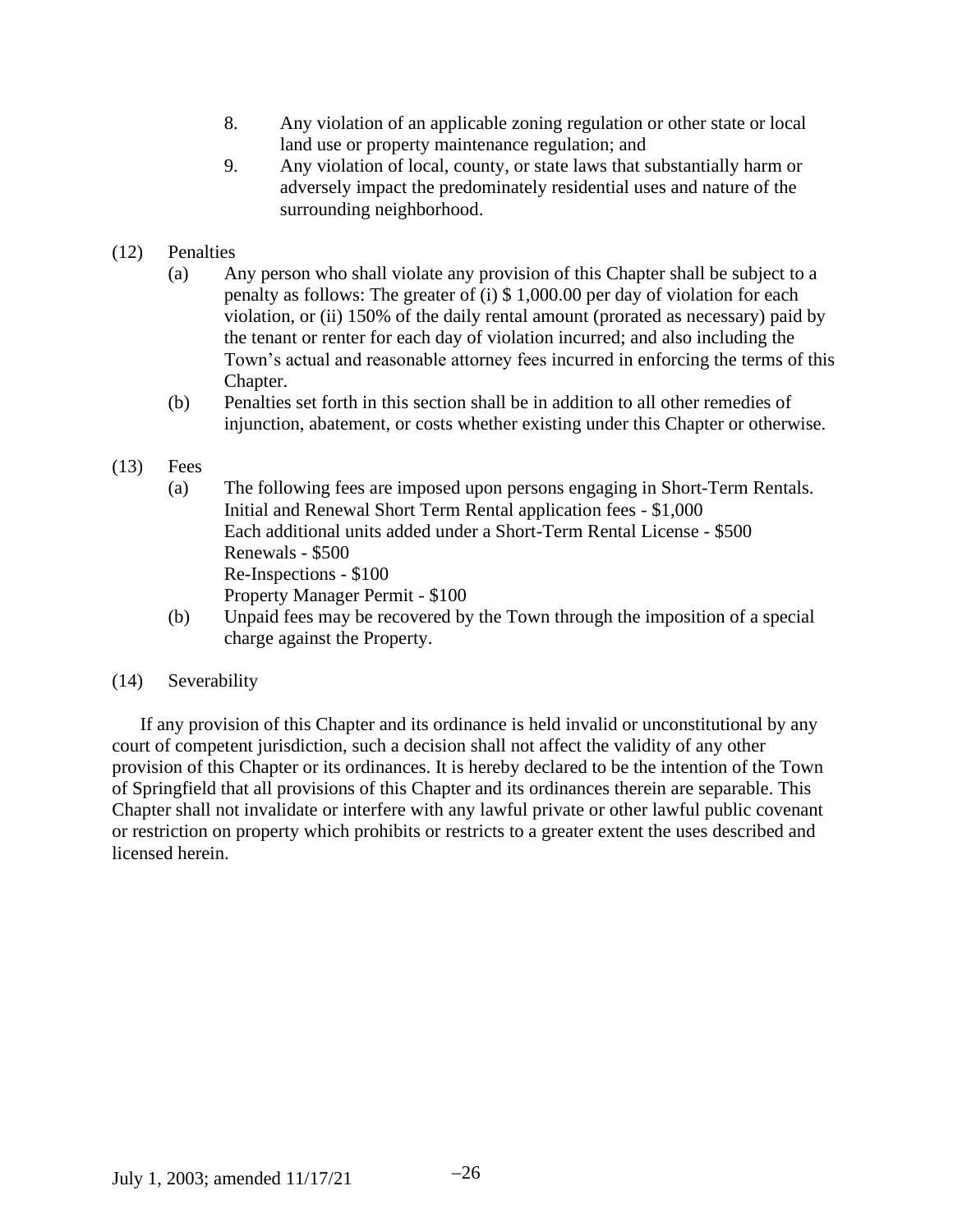8. Any violation of an applicable zoning regulation or other state or local land use or property maintenance regulation; and
9. Any violation of local, county, or state laws that substantially harm or adversely impact the predominately residential uses and nature of the surrounding neighborhood.

(12) Penalties

(a) Any person who shall violate any provision of this Chapter shall be subject to a penalty as follows: The greater of (i) $ 1,000.00 per day of violation for each violation, or (ii) 150% of the daily rental amount (prorated as necessary) paid by the tenant or renter for each day of violation incurred; and also including the Town's actual and reasonable attorney fees incurred in enforcing the terms of this Chapter.

(b) Penalties set forth in this section shall be in addition to all other remedies of injunction, abatement, or costs whether existing under this Chapter or otherwise.

(13) Fees

(a) The following fees are imposed upon persons engaging in Short-Term Rentals.
Initial and Renewal Short Term Rental application fees - $1,000
Each additional units added under a Short-Term Rental License - $500
Renewals - $500
Re-Inspections - $100
Property Manager Permit - $100

(b) Unpaid fees may be recovered by the Town through the imposition of a special charge against the Property.

(14) Severability

If any provision of this Chapter and its ordinance is held invalid or unconstitutional by any court of competent jurisdiction, such a decision shall not affect the validity of any other provision of this Chapter or its ordinances. It is hereby declared to be the intention of the Town of Springfield that all provisions of this Chapter and its ordinances therein are separable. This Chapter shall not invalidate or interfere with any lawful private or other lawful public covenant or restriction on property which prohibits or restricts to a greater extent the uses described and licensed herein.